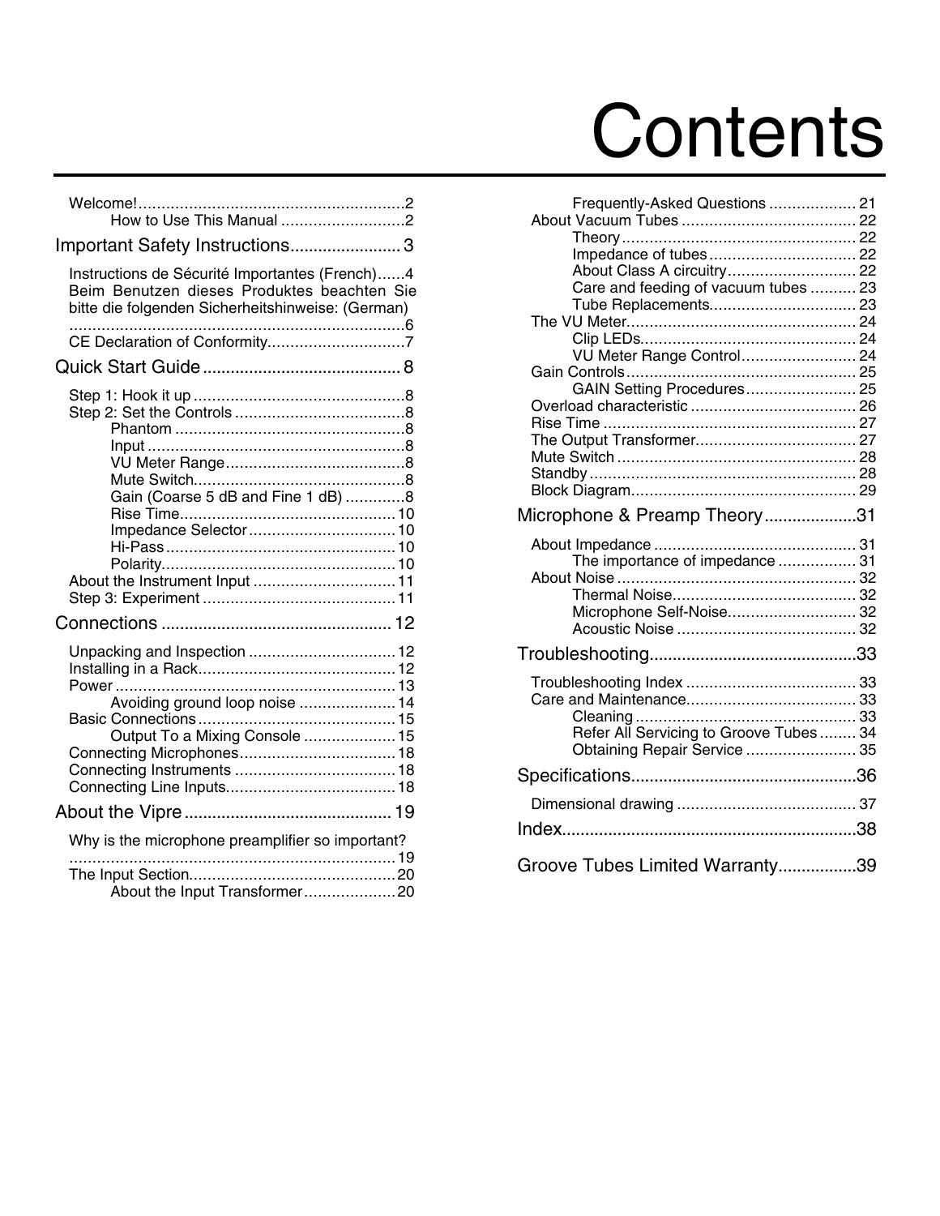# Contents

Welcome!..........................................................2
- How to Use This Manual ...........................2

## Important Safety Instructions........................ 3

Instructions de Sécurité Importantes (French)......4
Beim Benutzen dieses Produktes beachten Sie bitte die folgenden Sicherheitshinweise: (German) .........................................................................6
CE Declaration of Conformity..............................7

## Quick Start Guide........................................... 8

Step 1: Hook it up..............................................8
Step 2: Set the Controls.....................................8
- Phantom ..................................................8
- Input ........................................................8
- VU Meter Range.......................................8
- Mute Switch..............................................8
- Gain (Coarse 5 dB and Fine 1 dB) .............8
- Rise Time................................................10
- Impedance Selector................................10
- Hi-Pass...................................................10
- Polarity...................................................10

About the Instrument Input ...............................11
Step 3: Experiment ..........................................11

## Connections ................................................. 12

Unpacking and Inspection ................................12
Installing in a Rack...........................................12
Power ..............................................................13
- Avoiding ground loop noise .....................14

Basic Connections ...........................................15
- Output To a Mixing Console ....................15

Connecting Microphones..................................18
Connecting Instruments ...................................18
Connecting Line Inputs.....................................18

## About the Vipre............................................. 19

Why is the microphone preamplifier so important? .......................................................................19
The Input Section.............................................20
- About the Input Transformer....................20
- Frequently-Asked Questions ................... 21

About Vacuum Tubes ...................................... 22
- Theory................................................... 22
- Impedance of tubes................................ 22
- About Class A circuitry............................ 22
- Care and feeding of vacuum tubes .......... 23
- Tube Replacements................................ 23

The VU Meter.................................................. 24
- Clip LEDs............................................... 24
- VU Meter Range Control......................... 24

Gain Controls.................................................. 25
- GAIN Setting Procedures........................ 25

Overload characteristic .................................... 26
Rise Time ....................................................... 27
The Output Transformer................................... 27
Mute Switch .................................................... 28
Standby.......................................................... 28
Block Diagram................................................. 29

## Microphone & Preamp Theory....................31

About Impedance ............................................ 31
- The importance of impedance ................. 31

About Noise .................................................... 32
- Thermal Noise........................................ 32
- Microphone Self-Noise............................ 32
- Acoustic Noise ....................................... 32

## Troubleshooting............................................33

Troubleshooting Index ..................................... 33
Care and Maintenance..................................... 33
- Cleaning ................................................ 33
- Refer All Servicing to Groove Tubes ........ 34
- Obtaining Repair Service ........................ 35

## Specifications................................................36

Dimensional drawing ....................................... 37

## Index...............................................................38

## Groove Tubes Limited Warranty.................39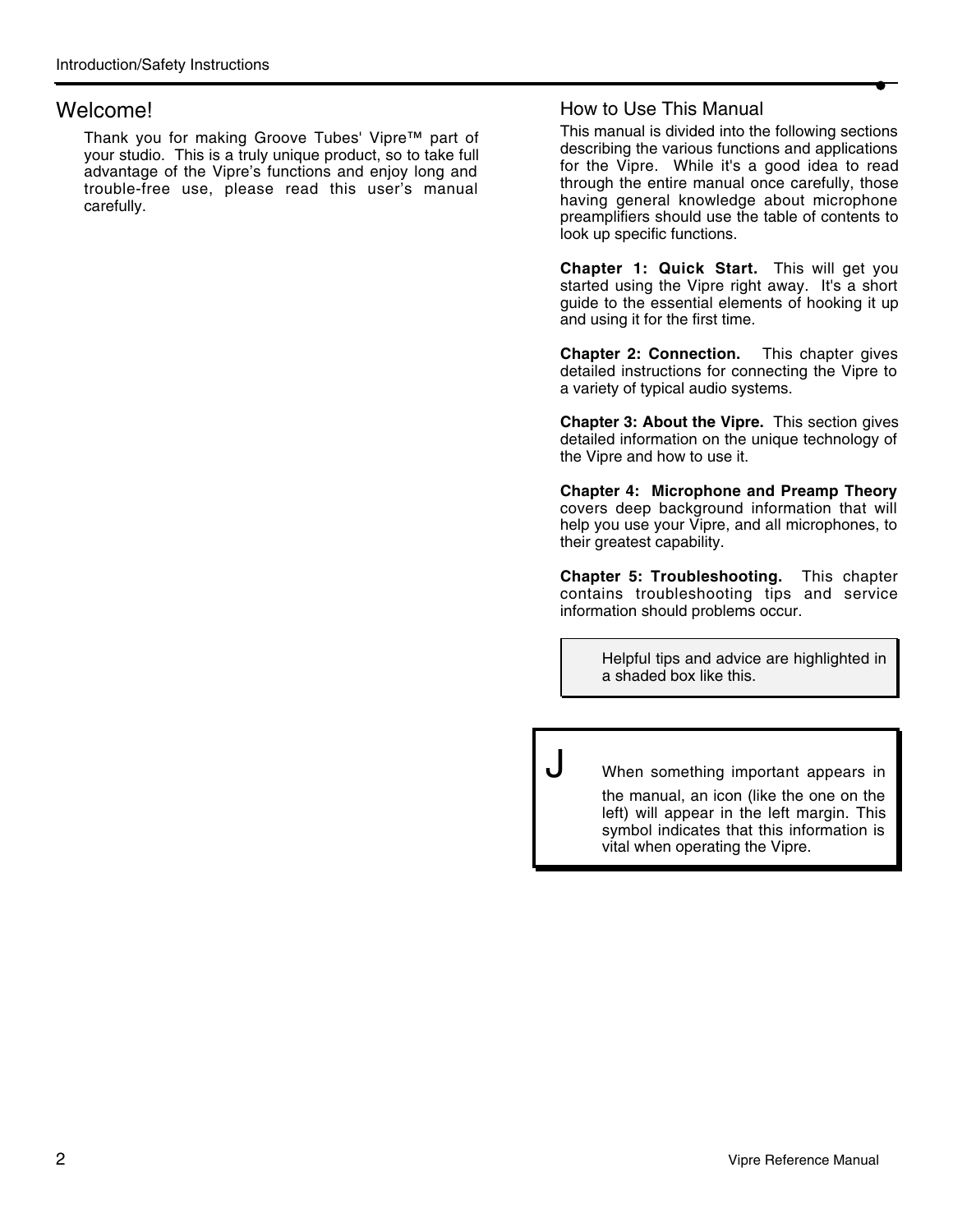## Welcome!

Thank you for making Groove Tubes' Vipre™ part of your studio. This is a truly unique product, so to take full advantage of the Vipre's functions and enjoy long and trouble-free use, please read this user's manual carefully.

## How to Use This Manual

This manual is divided into the following sections describing the various functions and applications for the Vipre. While it's a good idea to read through the entire manual once carefully, those having general knowledge about microphone preamplifiers should use the table of contents to look up specific functions.

**Chapter 1: Quick Start.** This will get you started using the Vipre right away. It's a short guide to the essential elements of hooking it up and using it for the first time.

**Chapter 2: Connection.** This chapter gives detailed instructions for connecting the Vipre to a variety of typical audio systems.

**Chapter 3: About the Vipre.** This section gives detailed information on the unique technology of the Vipre and how to use it.

**Chapter 4: Microphone and Preamp Theory** covers deep background information that will help you use your Vipre, and all microphones, to their greatest capability.

**Chapter 5: Troubleshooting.** This chapter contains troubleshooting tips and service information should problems occur.

> Helpful tips and advice are highlighted in a shaded box like this.

> J When something important appears in the manual, an icon (like the one on the left) will appear in the left margin. This symbol indicates that this information is vital when operating the Vipre.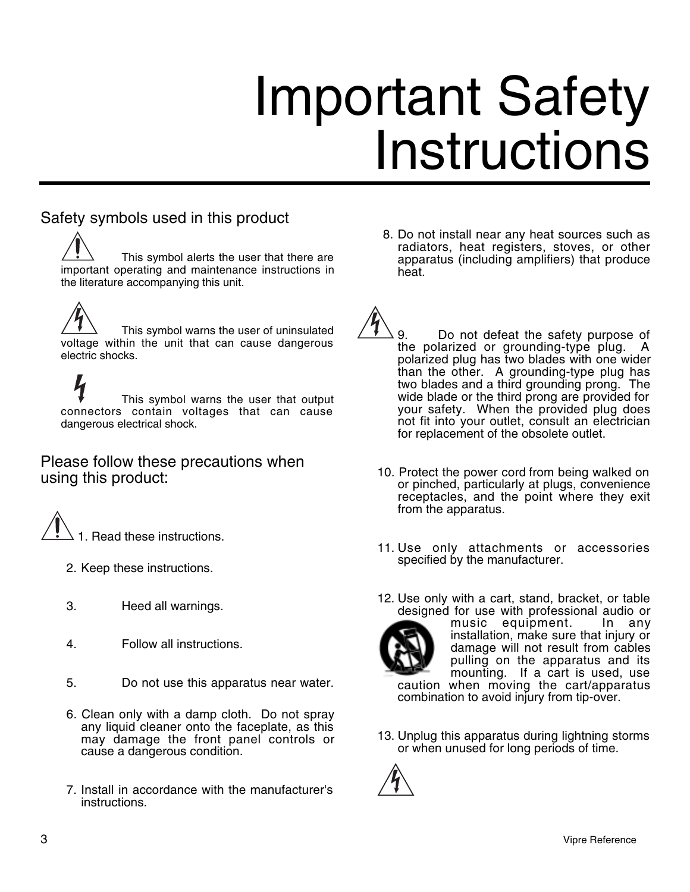# Important Safety Instructions

## Safety symbols used in this product

This symbol alerts the user that there are important operating and maintenance instructions in the literature accompanying this unit.

This symbol warns the user of uninsulated voltage within the unit that can cause dangerous electric shocks.

This symbol warns the user that output connectors contain voltages that can cause dangerous electrical shock.

## Please follow these precautions when using this product:

1. Read these instructions.
2. Keep these instructions.
3. Heed all warnings.
4. Follow all instructions.
5. Do not use this apparatus near water.
6. Clean only with a damp cloth. Do not spray any liquid cleaner onto the faceplate, as this may damage the front panel controls or cause a dangerous condition.
7. Install in accordance with the manufacturer's instructions.
8. Do not install near any heat sources such as radiators, heat registers, stoves, or other apparatus (including amplifiers) that produce heat.
9. Do not defeat the safety purpose of the polarized or grounding-type plug. A polarized plug has two blades with one wider than the other. A grounding-type plug has two blades and a third grounding prong. The wide blade or the third prong are provided for your safety. When the provided plug does not fit into your outlet, consult an electrician for replacement of the obsolete outlet.
10. Protect the power cord from being walked on or pinched, particularly at plugs, convenience receptacles, and the point where they exit from the apparatus.
11. Use only attachments or accessories specified by the manufacturer.
12. Use only with a cart, stand, bracket, or table designed for use with professional audio or music equipment. In any installation, make sure that injury or damage will not result from cables pulling on the apparatus and its mounting. If a cart is used, use caution when moving the cart/apparatus combination to avoid injury from tip-over.
13. Unplug this apparatus during lightning storms or when unused for long periods of time.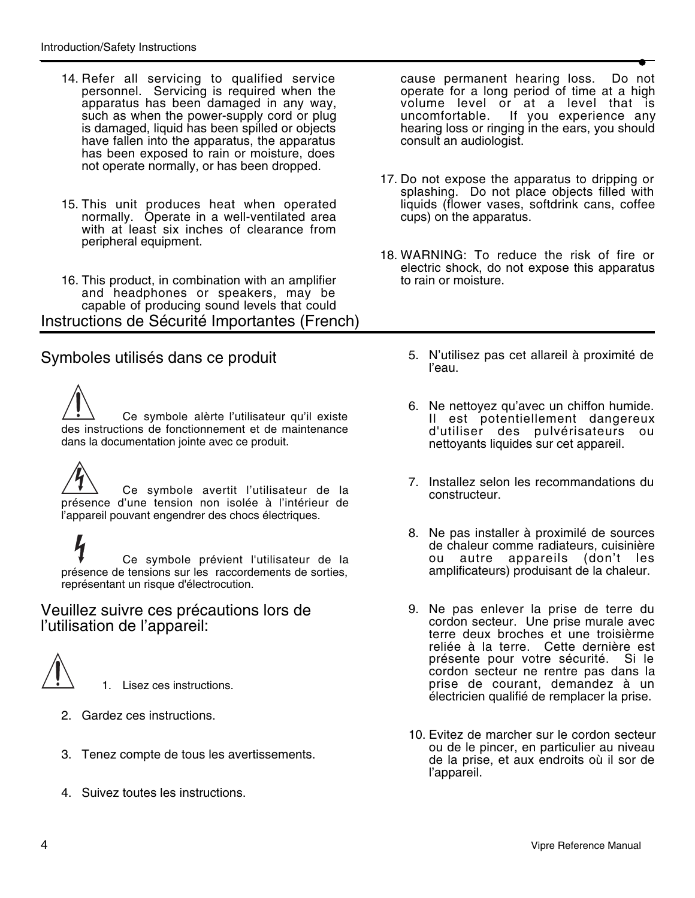14. Refer all servicing to qualified service personnel. Servicing is required when the apparatus has been damaged in any way, such as when the power-supply cord or plug is damaged, liquid has been spilled or objects have fallen into the apparatus, the apparatus has been exposed to rain or moisture, does not operate normally, or has been dropped.

15. This unit produces heat when operated normally. Operate in a well-ventilated area with at least six inches of clearance from peripheral equipment.

16. This product, in combination with an amplifier and headphones or speakers, may be capable of producing sound levels that could cause permanent hearing loss. Do not operate for a long period of time at a high volume level or at a level that is uncomfortable. If you experience any hearing loss or ringing in the ears, you should consult an audiologist.

17. Do not expose the apparatus to dripping or splashing. Do not place objects filled with liquids (flower vases, softdrink cans, coffee cups) on the apparatus.

18. WARNING: To reduce the risk of fire or electric shock, do not expose this apparatus to rain or moisture.

# Instructions de Sécurité Importantes (French)

## Symboles utilisés dans ce produit

Ce symbole alèrte l'utilisateur qu'il existe des instructions de fonctionnement et de maintenance dans la documentation jointe avec ce produit.

Ce symbole avertit l'utilisateur de la présence d'une tension non isolée à l'intérieur de l'appareil pouvant engendrer des chocs électriques.

Ce symbole prévient l'utilisateur de la présence de tensions sur les raccordements de sorties, représentant un risque d'électrocution.

## Veuillez suivre ces précautions lors de l'utilisation de l'appareil:

1. Lisez ces instructions.

2. Gardez ces instructions.

3. Tenez compte de tous les avertissements.

4. Suivez toutes les instructions.

5. N'utilisez pas cet allareil à proximité de l'eau.

6. Ne nettoyez qu'avec un chiffon humide. Il est potentiellement dangereux d'utiliser des pulvérisateurs ou nettoyants liquides sur cet appareil.

7. Installez selon les recommandations du constructeur.

8. Ne pas installer à proximilé de sources de chaleur comme radiateurs, cuisinière ou autre appareils (don't les amplificateurs) produisant de la chaleur.

9. Ne pas enlever la prise de terre du cordon secteur. Une prise murale avec terre deux broches et une troisièrme reliée à la terre. Cette dernière est présente pour votre sécurité. Si le cordon secteur ne rentre pas dans la prise de courant, demandez à un électricien qualifié de remplacer la prise.

10. Evitez de marcher sur le cordon secteur ou de le pincer, en particulier au niveau de la prise, et aux endroits où il sor de l'appareil.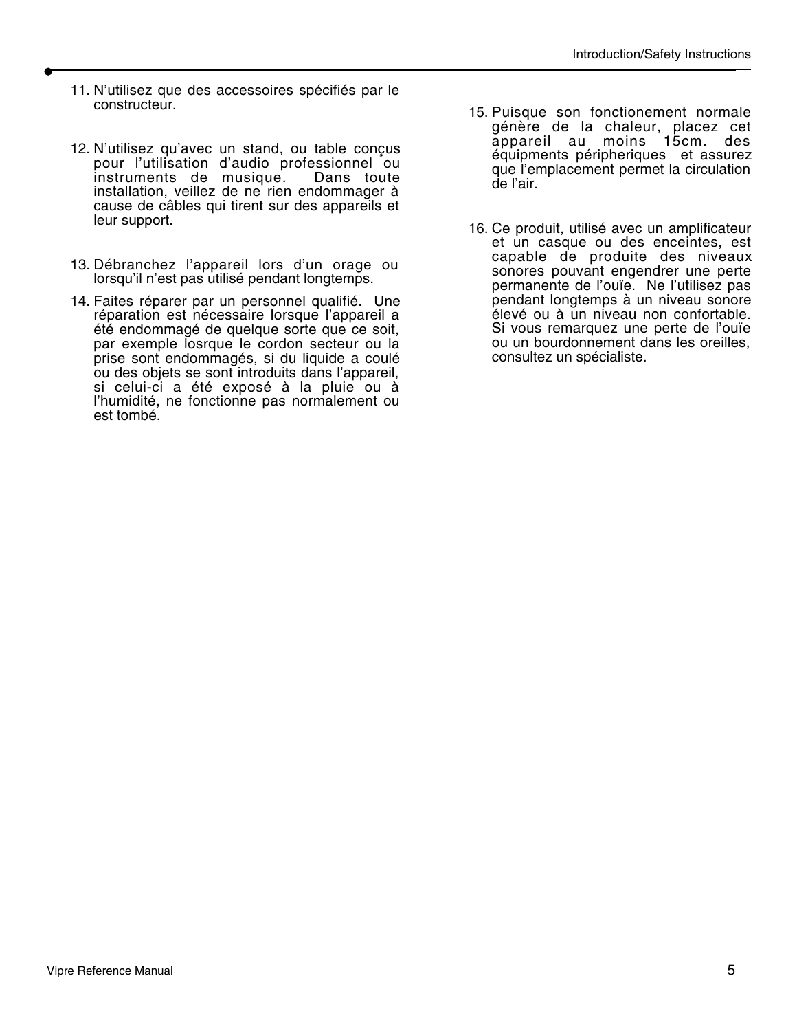11. N’utilisez que des accessoires spécifiés par le constructeur.

12. N’utilisez qu’avec un stand, ou table conçus pour l’utilisation d’audio professionnel ou instruments de musique. Dans toute installation, veillez de ne rien endommager à cause de câbles qui tirent sur des appareils et leur support.

13. Débranchez l’appareil lors d’un orage ou lorsqu’il n’est pas utilisé pendant longtemps.

14. Faites réparer par un personnel qualifié. Une réparation est nécessaire lorsque l’appareil a été endommagé de quelque sorte que ce soit, par exemple losrque le cordon secteur ou la prise sont endommagés, si du liquide a coulé ou des objets se sont introduits dans l’appareil, si celui-ci a été exposé à la pluie ou à l’humidité, ne fonctionne pas normalement ou est tombé.

15. Puisque son fonctionement normale génère de la chaleur, placez cet appareil au moins 15cm. des équipments péripheriques et assurez que l’emplacement permet la circulation de l’air.

16. Ce produit, utilisé avec un amplificateur et un casque ou des enceintes, est capable de produite des niveaux sonores pouvant engendrer une perte permanente de l’ouïe. Ne l’utilisez pas pendant longtemps à un niveau sonore élevé ou à un niveau non confortable. Si vous remarquez une perte de l’ouïe ou un bourdonnement dans les oreilles, consultez un spécialiste.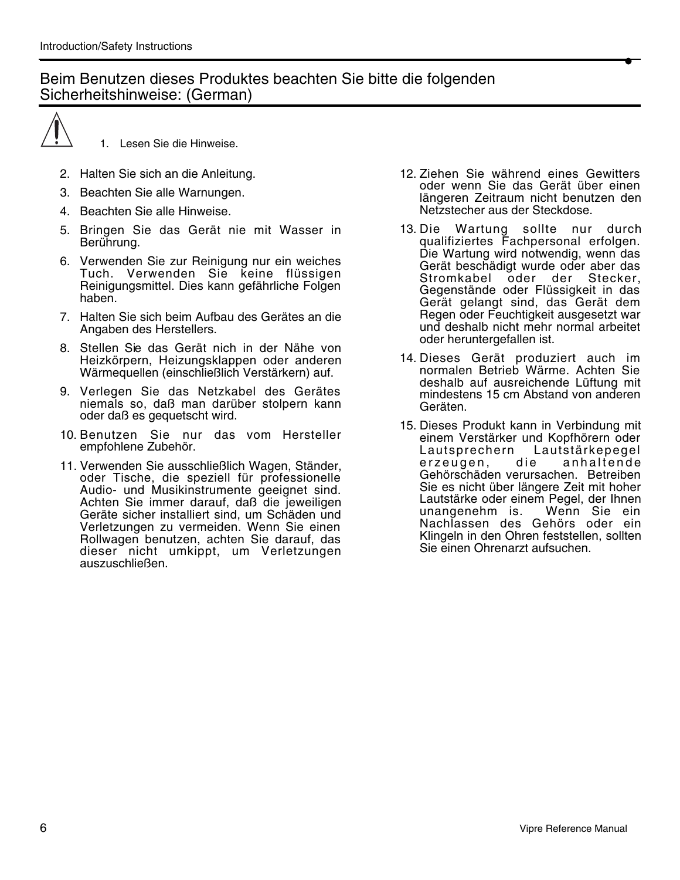# Beim Benutzen dieses Produktes beachten Sie bitte die folgenden Sicherheitshinweise: (German)

1. Lesen Sie die Hinweise.
2. Halten Sie sich an die Anleitung.
3. Beachten Sie alle Warnungen.
4. Beachten Sie alle Hinweise.
5. Bringen Sie das Gerät nie mit Wasser in Berührung.
6. Verwenden Sie zur Reinigung nur ein weiches Tuch. Verwenden Sie keine flüssigen Reinigungsmittel. Dies kann gefährliche Folgen haben.
7. Halten Sie sich beim Aufbau des Gerätes an die Angaben des Herstellers.
8. Stellen Sie das Gerät nich in der Nähe von Heizkörpern, Heizungsklappen oder anderen Wärmequellen (einschließlich Verstärkern) auf.
9. Verlegen Sie das Netzkabel des Gerätes niemals so, daß man darüber stolpern kann oder daß es gequetscht wird.
10. Benutzen Sie nur das vom Hersteller empfohlene Zubehör.
11. Verwenden Sie ausschließlich Wagen, Ständer, oder Tische, die speziell für professionelle Audio- und Musikinstrumente geeignet sind. Achten Sie immer darauf, daß die jeweiligen Geräte sicher installiert sind, um Schäden und Verletzungen zu vermeiden. Wenn Sie einen Rollwagen benutzen, achten Sie darauf, das dieser nicht umkippt, um Verletzungen auszuschließen.
12. Ziehen Sie während eines Gewitters oder wenn Sie das Gerät über einen längeren Zeitraum nicht benutzen den Netzstecher aus der Steckdose.
13. Die Wartung sollte nur durch qualifiziertes Fachpersonal erfolgen. Die Wartung wird notwendig, wenn das Gerät beschädigt wurde oder aber das Stromkabel oder der Stecker, Gegenstände oder Flüssigkeit in das Gerät gelangt sind, das Gerät dem Regen oder Feuchtigkeit ausgesetzt war und deshalb nicht mehr normal arbeitet oder heruntergefallen ist.
14. Dieses Gerät produziert auch im normalen Betrieb Wärme. Achten Sie deshalb auf ausreichende Lüftung mit mindestens 15 cm Abstand von anderen Geräten.
15. Dieses Produkt kann in Verbindung mit einem Verstärker und Kopfhörern oder Lautsprechern Lautstärkepegel erzeugen, die anhaltende Gehörschäden verursachen. Betreiben Sie es nicht über längere Zeit mit hoher Lautstärke oder einem Pegel, der Ihnen unangenehm is. Wenn Sie ein Nachlassen des Gehörs oder ein Klingeln in den Ohren feststellen, sollten Sie einen Ohrenarzt aufsuchen.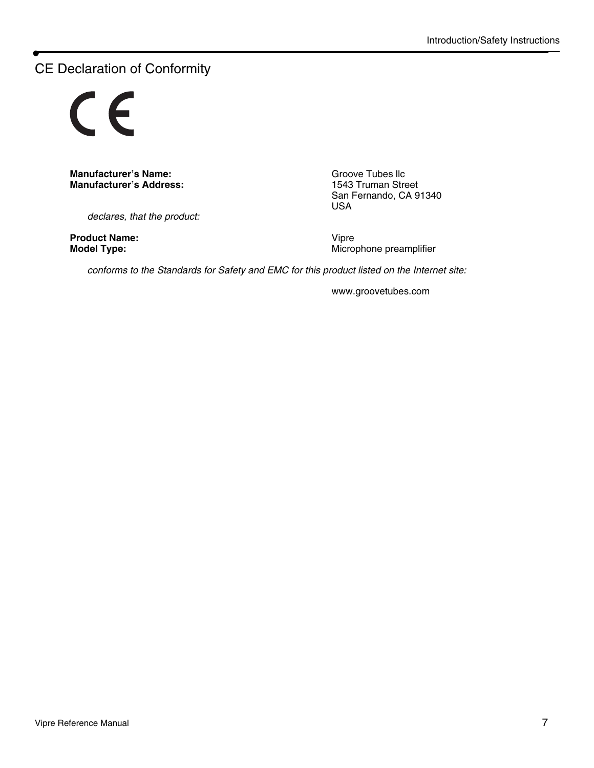# CE Declaration of Conformity

CE

**Manufacturer's Name:** Groove Tubes llc

**Manufacturer's Address:** 1543 Truman Street
San Fernando, CA 91340
USA

*declares, that the product:*

**Product Name:** Vipre

**Model Type:** Microphone preamplifier

*conforms to the Standards for Safety and EMC for this product listed on the Internet site:*

www.groovetubes.com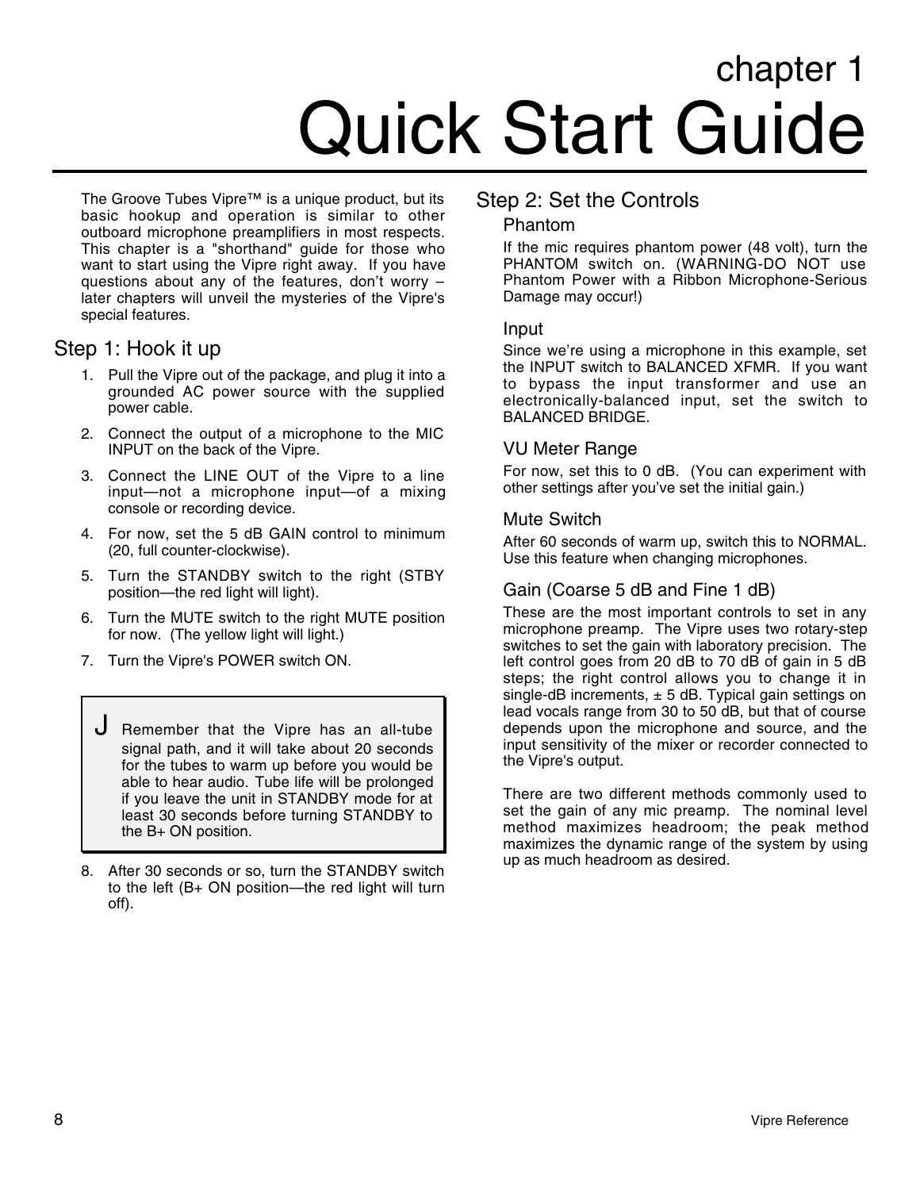# chapter 1
# Quick Start Guide

The Groove Tubes Vipre™ is a unique product, but its basic hookup and operation is similar to other outboard microphone preamplifiers in most respects. This chapter is a "shorthand" guide for those who want to start using the Vipre right away. If you have questions about any of the features, don't worry – later chapters will unveil the mysteries of the Vipre's special features.

## Step 1: Hook it up

1. Pull the Vipre out of the package, and plug it into a grounded AC power source with the supplied power cable.
2. Connect the output of a microphone to the MIC INPUT on the back of the Vipre.
3. Connect the LINE OUT of the Vipre to a line input—not a microphone input—of a mixing console or recording device.
4. For now, set the 5 dB GAIN control to minimum (20, full counter-clockwise).
5. Turn the STANDBY switch to the right (STBY position—the red light will light).
6. Turn the MUTE switch to the right MUTE position for now. (The yellow light will light.)
7. Turn the Vipre's POWER switch ON.

> J Remember that the Vipre has an all-tube signal path, and it will take about 20 seconds for the tubes to warm up before you would be able to hear audio. Tube life will be prolonged if you leave the unit in STANDBY mode for at least 30 seconds before turning STANDBY to the B+ ON position.

8. After 30 seconds or so, turn the STANDBY switch to the left (B+ ON position—the red light will turn off).

## Step 2: Set the Controls

### Phantom

If the mic requires phantom power (48 volt), turn the PHANTOM switch on. (WARNING-DO NOT use Phantom Power with a Ribbon Microphone-Serious Damage may occur!)

### Input

Since we're using a microphone in this example, set the INPUT switch to BALANCED XFMR. If you want to bypass the input transformer and use an electronically-balanced input, set the switch to BALANCED BRIDGE.

### VU Meter Range

For now, set this to 0 dB. (You can experiment with other settings after you've set the initial gain.)

### Mute Switch

After 60 seconds of warm up, switch this to NORMAL. Use this feature when changing microphones.

### Gain (Coarse 5 dB and Fine 1 dB)

These are the most important controls to set in any microphone preamp. The Vipre uses two rotary-step switches to set the gain with laboratory precision. The left control goes from 20 dB to 70 dB of gain in 5 dB steps; the right control allows you to change it in single-dB increments, ± 5 dB. Typical gain settings on lead vocals range from 30 to 50 dB, but that of course depends upon the microphone and source, and the input sensitivity of the mixer or recorder connected to the Vipre's output.

There are two different methods commonly used to set the gain of any mic preamp. The nominal level method maximizes headroom; the peak method maximizes the dynamic range of the system by using up as much headroom as desired.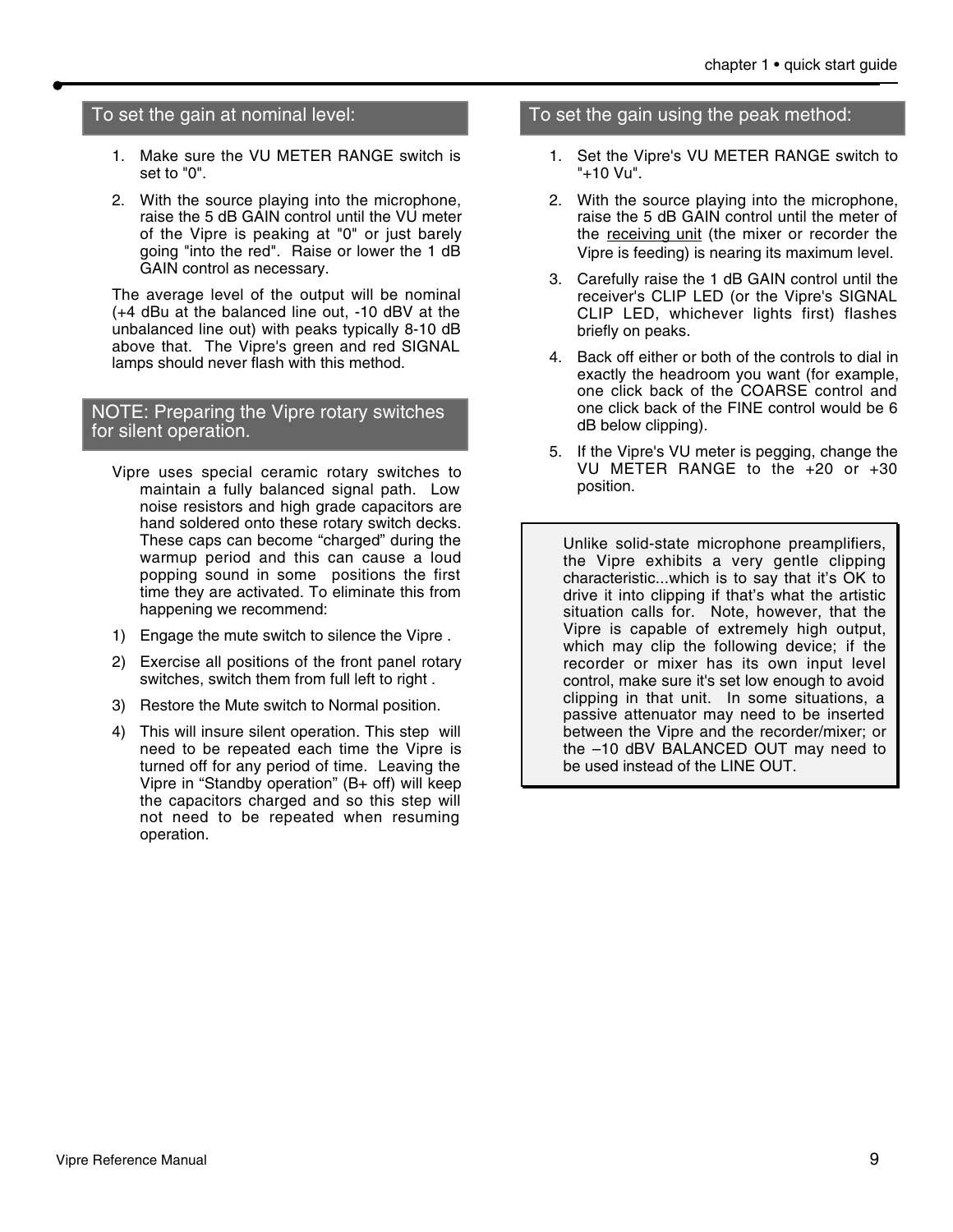## To set the gain at nominal level:

1. Make sure the VU METER RANGE switch is set to "0".
2. With the source playing into the microphone, raise the 5 dB GAIN control until the VU meter of the Vipre is peaking at "0" or just barely going "into the red". Raise or lower the 1 dB GAIN control as necessary.

The average level of the output will be nominal (+4 dBu at the balanced line out, -10 dBV at the unbalanced line out) with peaks typically 8-10 dB above that. The Vipre's green and red SIGNAL lamps should never flash with this method.

## NOTE: Preparing the Vipre rotary switches for silent operation.

Vipre uses special ceramic rotary switches to maintain a fully balanced signal path. Low noise resistors and high grade capacitors are hand soldered onto these rotary switch decks. These caps can become “charged” during the warmup period and this can cause a loud popping sound in some positions the first time they are activated. To eliminate this from happening we recommend:

1) Engage the mute switch to silence the Vipre .
2) Exercise all positions of the front panel rotary switches, switch them from full left to right .
3) Restore the Mute switch to Normal position.
4) This will insure silent operation. This step will need to be repeated each time the Vipre is turned off for any period of time. Leaving the Vipre in “Standby operation” (B+ off) will keep the capacitors charged and so this step will not need to be repeated when resuming operation.

## To set the gain using the peak method:

1. Set the Vipre's VU METER RANGE switch to "+10 Vu".
2. With the source playing into the microphone, raise the 5 dB GAIN control until the meter of the receiving unit (the mixer or recorder the Vipre is feeding) is nearing its maximum level.
3. Carefully raise the 1 dB GAIN control until the receiver's CLIP LED (or the Vipre's SIGNAL CLIP LED, whichever lights first) flashes briefly on peaks.
4. Back off either or both of the controls to dial in exactly the headroom you want (for example, one click back of the COARSE control and one click back of the FINE control would be 6 dB below clipping).
5. If the Vipre's VU meter is pegging, change the VU METER RANGE to the +20 or +30 position.

Unlike solid-state microphone preamplifiers, the Vipre exhibits a very gentle clipping characteristic...which is to say that it’s OK to drive it into clipping if that’s what the artistic situation calls for. Note, however, that the Vipre is capable of extremely high output, which may clip the following device; if the recorder or mixer has its own input level control, make sure it's set low enough to avoid clipping in that unit. In some situations, a passive attenuator may need to be inserted between the Vipre and the recorder/mixer; or the –10 dBV BALANCED OUT may need to be used instead of the LINE OUT.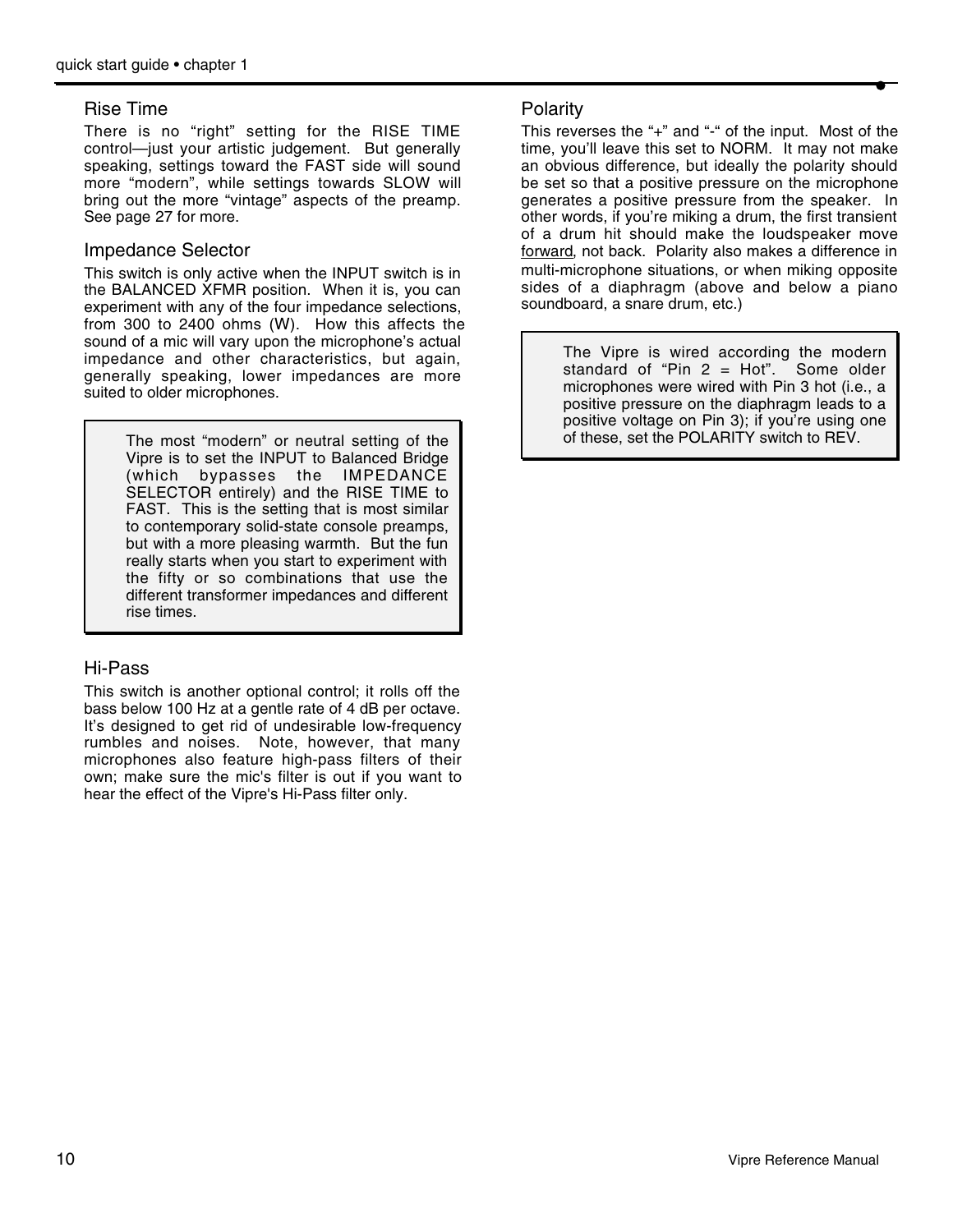## Rise Time

There is no “right” setting for the RISE TIME control—just your artistic judgement. But generally speaking, settings toward the FAST side will sound more “modern”, while settings towards SLOW will bring out the more “vintage” aspects of the preamp. See page 27 for more.

## Impedance Selector

This switch is only active when the INPUT switch is in the BALANCED XFMR position. When it is, you can experiment with any of the four impedance selections, from 300 to 2400 ohms (W). How this affects the sound of a mic will vary upon the microphone’s actual impedance and other characteristics, but again, generally speaking, lower impedances are more suited to older microphones.

> The most “modern” or neutral setting of the Vipre is to set the INPUT to Balanced Bridge (which bypasses the IMPEDANCE SELECTOR entirely) and the RISE TIME to FAST. This is the setting that is most similar to contemporary solid-state console preamps, but with a more pleasing warmth. But the fun really starts when you start to experiment with the fifty or so combinations that use the different transformer impedances and different rise times.

## Hi-Pass

This switch is another optional control; it rolls off the bass below 100 Hz at a gentle rate of 4 dB per octave. It’s designed to get rid of undesirable low-frequency rumbles and noises. Note, however, that many microphones also feature high-pass filters of their own; make sure the mic's filter is out if you want to hear the effect of the Vipre's Hi-Pass filter only.

## Polarity

This reverses the “+” and “-“ of the input. Most of the time, you’ll leave this set to NORM. It may not make an obvious difference, but ideally the polarity should be set so that a positive pressure on the microphone generates a positive pressure from the speaker. In other words, if you’re miking a drum, the first transient of a drum hit should make the loudspeaker move forward, not back. Polarity also makes a difference in multi-microphone situations, or when miking opposite sides of a diaphragm (above and below a piano soundboard, a snare drum, etc.)

> The Vipre is wired according the modern standard of “Pin 2 = Hot”. Some older microphones were wired with Pin 3 hot (i.e., a positive pressure on the diaphragm leads to a positive voltage on Pin 3); if you’re using one of these, set the POLARITY switch to REV.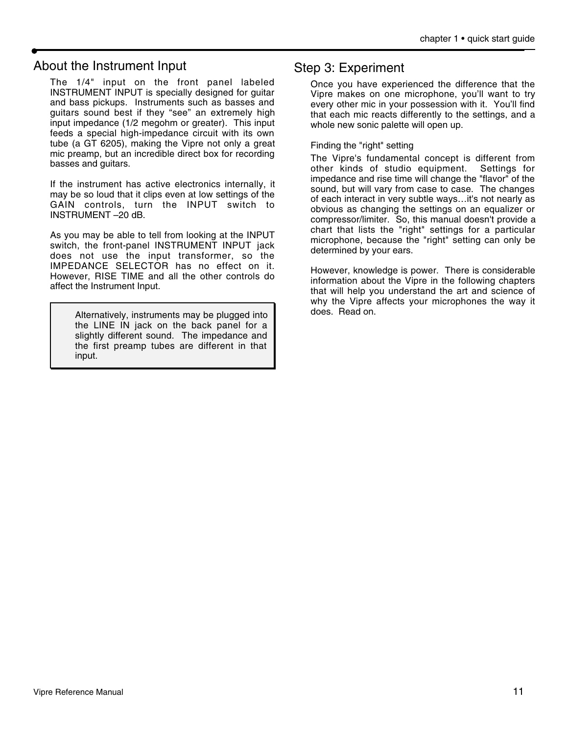## About the Instrument Input

The 1/4" input on the front panel labeled INSTRUMENT INPUT is specially designed for guitar and bass pickups. Instruments such as basses and guitars sound best if they "see" an extremely high input impedance (1/2 megohm or greater). This input feeds a special high-impedance circuit with its own tube (a GT 6205), making the Vipre not only a great mic preamp, but an incredible direct box for recording basses and guitars.

If the instrument has active electronics internally, it may be so loud that it clips even at low settings of the GAIN controls, turn the INPUT switch to INSTRUMENT –20 dB.

As you may be able to tell from looking at the INPUT switch, the front-panel INSTRUMENT INPUT jack does not use the input transformer, so the IMPEDANCE SELECTOR has no effect on it. However, RISE TIME and all the other controls do affect the Instrument Input.

> Alternatively, instruments may be plugged into the LINE IN jack on the back panel for a slightly different sound. The impedance and the first preamp tubes are different in that input.

## Step 3: Experiment

Once you have experienced the difference that the Vipre makes on one microphone, you'll want to try every other mic in your possession with it. You'll find that each mic reacts differently to the settings, and a whole new sonic palette will open up.

### Finding the "right" setting

The Vipre's fundamental concept is different from other kinds of studio equipment. Settings for impedance and rise time will change the "flavor" of the sound, but will vary from case to case. The changes of each interact in very subtle ways…it's not nearly as obvious as changing the settings on an equalizer or compressor/limiter. So, this manual doesn't provide a chart that lists the "right" settings for a particular microphone, because the "right" setting can only be determined by your ears.

However, knowledge is power. There is considerable information about the Vipre in the following chapters that will help you understand the art and science of why the Vipre affects your microphones the way it does. Read on.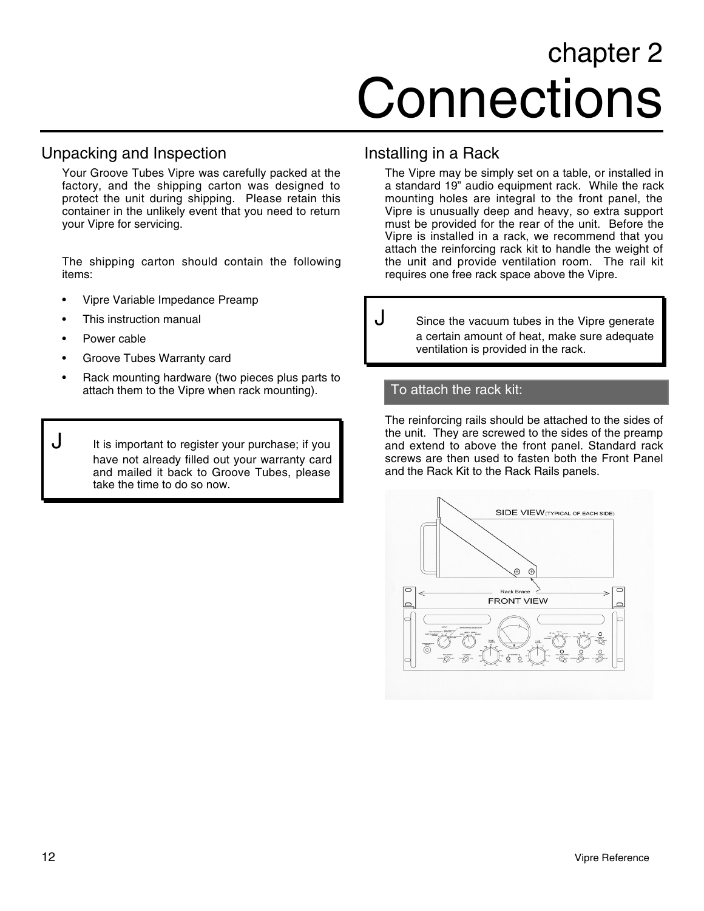# chapter 2
# Connections

## Unpacking and Inspection

Your Groove Tubes Vipre was carefully packed at the factory, and the shipping carton was designed to protect the unit during shipping. Please retain this container in the unlikely event that you need to return your Vipre for servicing.

The shipping carton should contain the following items:

- Vipre Variable Impedance Preamp
- This instruction manual
- Power cable
- Groove Tubes Warranty card
- Rack mounting hardware (two pieces plus parts to attach them to the Vipre when rack mounting).

> It is important to register your purchase; if you have not already filled out your warranty card and mailed it back to Groove Tubes, please take the time to do so now.

## Installing in a Rack

The Vipre may be simply set on a table, or installed in a standard 19" audio equipment rack. While the rack mounting holes are integral to the front panel, the Vipre is unusually deep and heavy, so extra support must be provided for the rear of the unit. Before the Vipre is installed in a rack, we recommend that you attach the reinforcing rack kit to handle the weight of the unit and provide ventilation room. The rail kit requires one free rack space above the Vipre.

> Since the vacuum tubes in the Vipre generate a certain amount of heat, make sure adequate ventilation is provided in the rack.

### To attach the rack kit:

The reinforcing rails should be attached to the sides of the unit. They are screwed to the sides of the preamp and extend to above the front panel. Standard rack screws are then used to fasten both the Front Panel and the Rack Kit to the Rack Rails panels.

SIDE VIEW (TYPICAL OF EACH SIDE)

Rack Brace

FRONT VIEW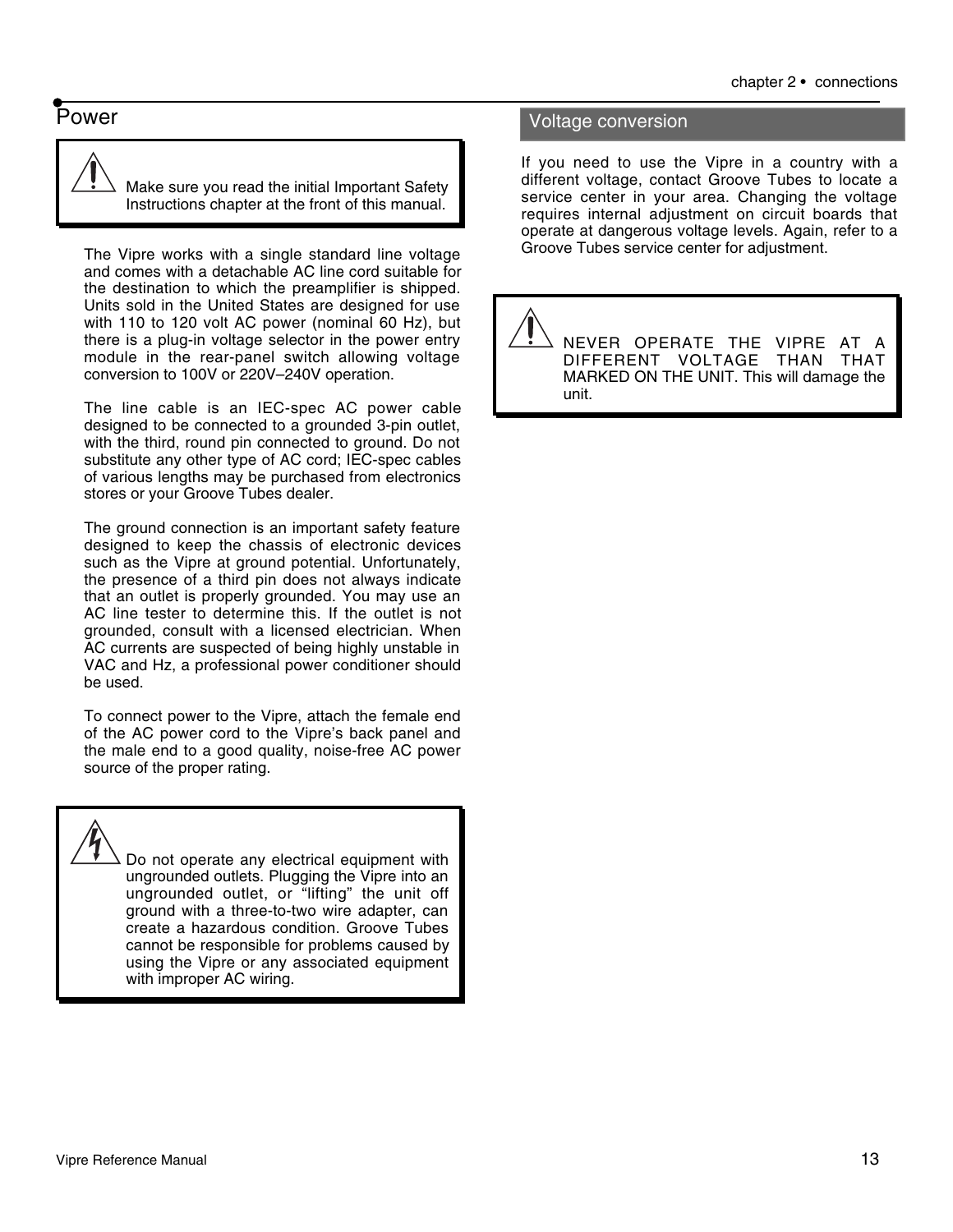## Power

> Make sure you read the initial Important Safety Instructions chapter at the front of this manual.

The Vipre works with a single standard line voltage and comes with a detachable AC line cord suitable for the destination to which the preamplifier is shipped. Units sold in the United States are designed for use with 110 to 120 volt AC power (nominal 60 Hz), but there is a plug-in voltage selector in the power entry module in the rear-panel switch allowing voltage conversion to 100V or 220V–240V operation.

The line cable is an IEC-spec AC power cable designed to be connected to a grounded 3-pin outlet, with the third, round pin connected to ground. Do not substitute any other type of AC cord; IEC-spec cables of various lengths may be purchased from electronics stores or your Groove Tubes dealer.

The ground connection is an important safety feature designed to keep the chassis of electronic devices such as the Vipre at ground potential. Unfortunately, the presence of a third pin does not always indicate that an outlet is properly grounded. You may use an AC line tester to determine this. If the outlet is not grounded, consult with a licensed electrician. When AC currents are suspected of being highly unstable in VAC and Hz, a professional power conditioner should be used.

To connect power to the Vipre, attach the female end of the AC power cord to the Vipre's back panel and the male end to a good quality, noise-free AC power source of the proper rating.

> Do not operate any electrical equipment with ungrounded outlets. Plugging the Vipre into an ungrounded outlet, or "lifting" the unit off ground with a three-to-two wire adapter, can create a hazardous condition. Groove Tubes cannot be responsible for problems caused by using the Vipre or any associated equipment with improper AC wiring.

### Voltage conversion

If you need to use the Vipre in a country with a different voltage, contact Groove Tubes to locate a service center in your area. Changing the voltage requires internal adjustment on circuit boards that operate at dangerous voltage levels. Again, refer to a Groove Tubes service center for adjustment.

> NEVER OPERATE THE VIPRE AT A DIFFERENT VOLTAGE THAN THAT MARKED ON THE UNIT. This will damage the unit.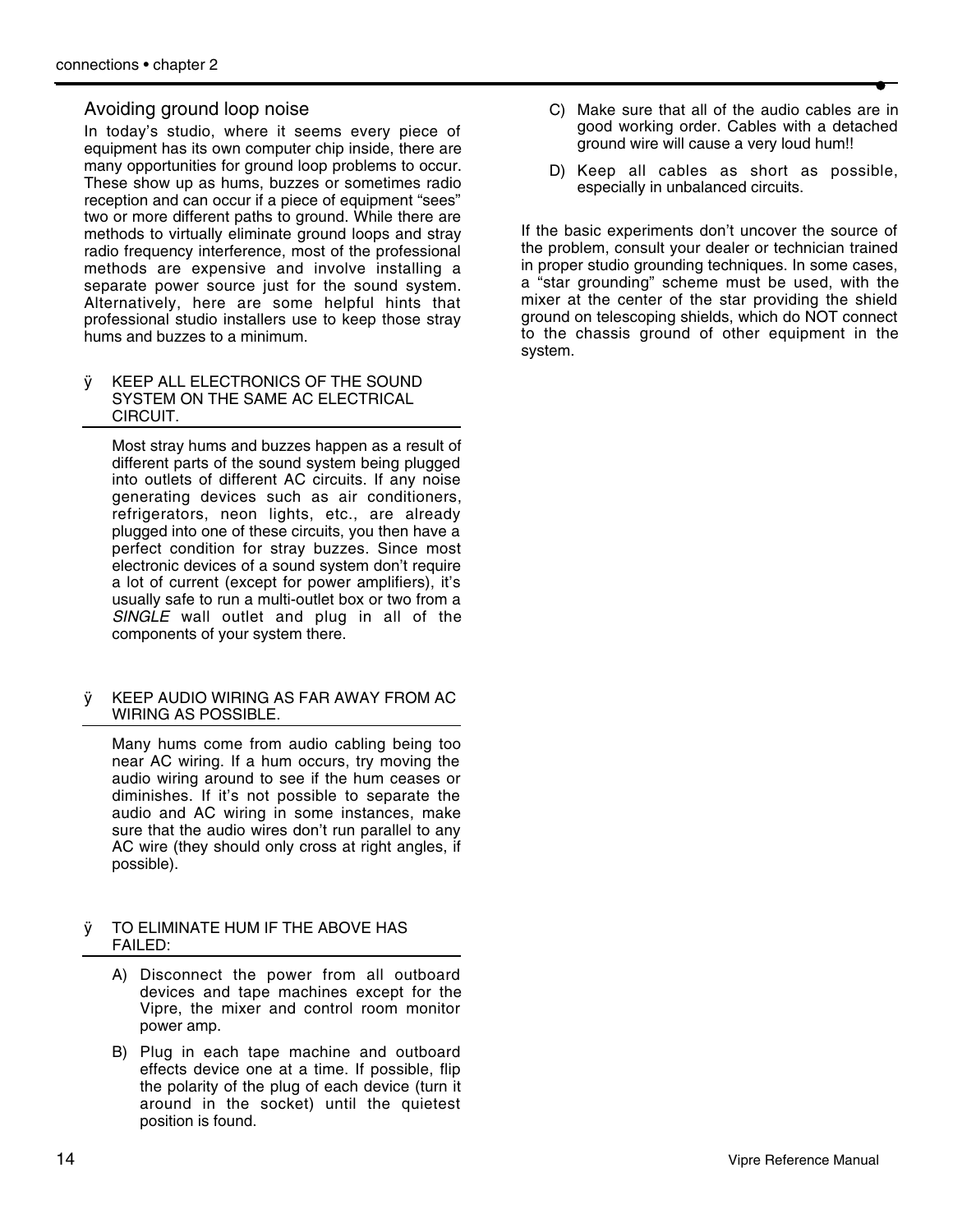## Avoiding ground loop noise

In today's studio, where it seems every piece of equipment has its own computer chip inside, there are many opportunities for ground loop problems to occur. These show up as hums, buzzes or sometimes radio reception and can occur if a piece of equipment "sees" two or more different paths to ground. While there are methods to virtually eliminate ground loops and stray radio frequency interference, most of the professional methods are expensive and involve installing a separate power source just for the sound system. Alternatively, here are some helpful hints that professional studio installers use to keep those stray hums and buzzes to a minimum.

- KEEP ALL ELECTRONICS OF THE SOUND SYSTEM ON THE SAME AC ELECTRICAL CIRCUIT.

  Most stray hums and buzzes happen as a result of different parts of the sound system being plugged into outlets of different AC circuits. If any noise generating devices such as air conditioners, refrigerators, neon lights, etc., are already plugged into one of these circuits, you then have a perfect condition for stray buzzes. Since most electronic devices of a sound system don't require a lot of current (except for power amplifiers), it's usually safe to run a multi-outlet box or two from a *SINGLE* wall outlet and plug in all of the components of your system there.

- KEEP AUDIO WIRING AS FAR AWAY FROM AC WIRING AS POSSIBLE.

  Many hums come from audio cabling being too near AC wiring. If a hum occurs, try moving the audio wiring around to see if the hum ceases or diminishes. If it's not possible to separate the audio and AC wiring in some instances, make sure that the audio wires don't run parallel to any AC wire (they should only cross at right angles, if possible).

- TO ELIMINATE HUM IF THE ABOVE HAS FAILED:

  A) Disconnect the power from all outboard devices and tape machines except for the Vipre, the mixer and control room monitor power amp.

  B) Plug in each tape machine and outboard effects device one at a time. If possible, flip the polarity of the plug of each device (turn it around in the socket) until the quietest position is found.

  C) Make sure that all of the audio cables are in good working order. Cables with a detached ground wire will cause a very loud hum!!

  D) Keep all cables as short as possible, especially in unbalanced circuits.

If the basic experiments don't uncover the source of the problem, consult your dealer or technician trained in proper studio grounding techniques. In some cases, a "star grounding" scheme must be used, with the mixer at the center of the star providing the shield ground on telescoping shields, which do NOT connect to the chassis ground of other equipment in the system.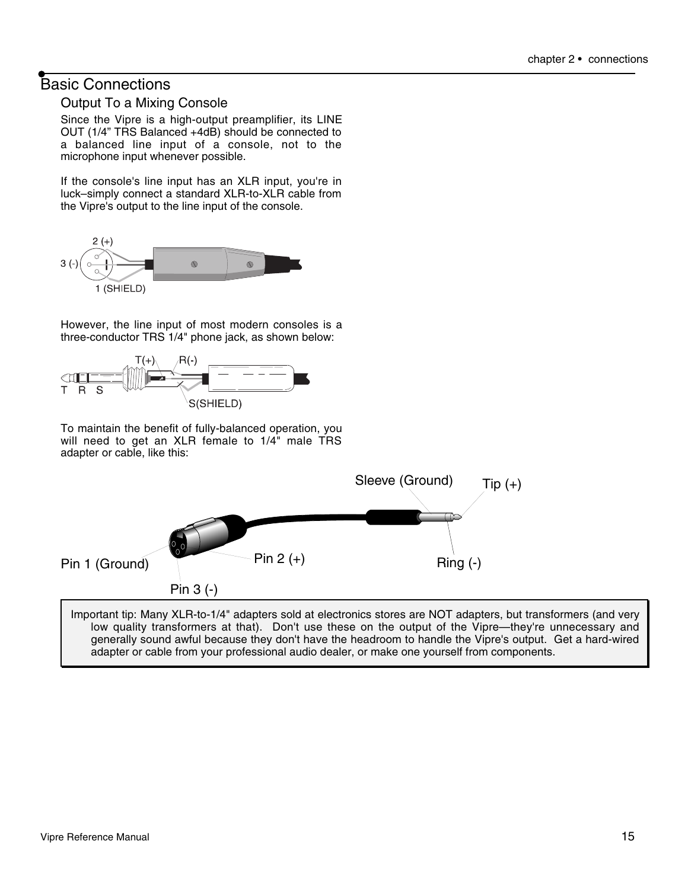# Basic Connections

## Output To a Mixing Console

Since the Vipre is a high-output preamplifier, its LINE OUT (1/4" TRS Balanced +4dB) should be connected to a balanced line input of a console, not to the microphone input whenever possible.

If the console's line input has an XLR input, you're in luck–simply connect a standard XLR-to-XLR cable from the Vipre's output to the line input of the console.

2 (+)
3 (-)
1 (SHIELD)

However, the line input of most modern consoles is a three-conductor TRS 1/4" phone jack, as shown below:

T(+)
R(-)
T R S
S(SHIELD)

To maintain the benefit of fully-balanced operation, you will need to get an XLR female to 1/4" male TRS adapter or cable, like this:

Sleeve (Ground)
Tip (+)
Pin 1 (Ground)
Pin 2 (+)
Ring (-)
Pin 3 (-)

> Important tip: Many XLR-to-1/4" adapters sold at electronics stores are NOT adapters, but transformers (and very low quality transformers at that). Don't use these on the output of the Vipre—they're unnecessary and generally sound awful because they don't have the headroom to handle the Vipre's output. Get a hard-wired adapter or cable from your professional audio dealer, or make one yourself from components.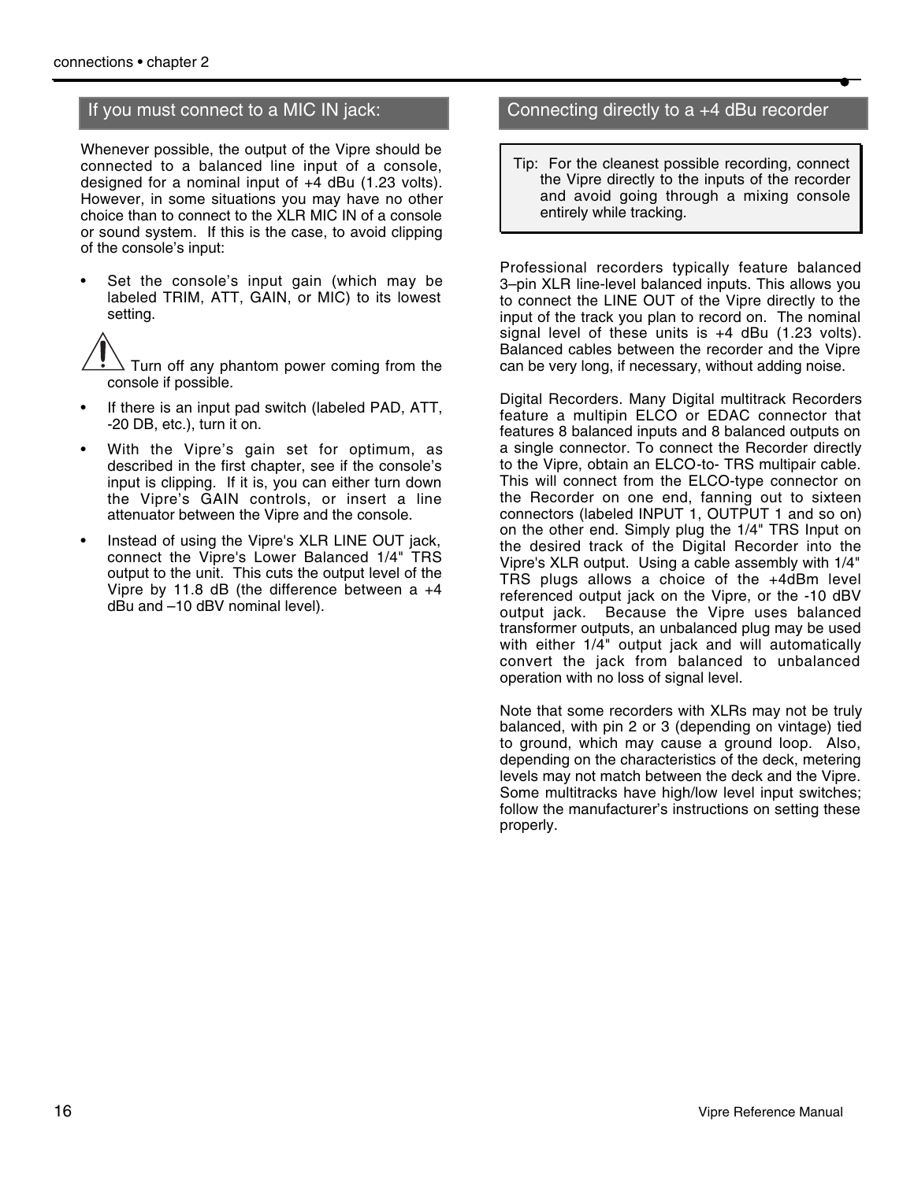## If you must connect to a MIC IN jack:

Whenever possible, the output of the Vipre should be connected to a balanced line input of a console, designed for a nominal input of +4 dBu (1.23 volts). However, in some situations you may have no other choice than to connect to the XLR MIC IN of a console or sound system. If this is the case, to avoid clipping of the console's input:

- Set the console's input gain (which may be labeled TRIM, ATT, GAIN, or MIC) to its lowest setting.

  ⚠ Turn off any phantom power coming from the console if possible.

- If there is an input pad switch (labeled PAD, ATT, -20 DB, etc.), turn it on.
- With the Vipre's gain set for optimum, as described in the first chapter, see if the console's input is clipping. If it is, you can either turn down the Vipre's GAIN controls, or insert a line attenuator between the Vipre and the console.
- Instead of using the Vipre's XLR LINE OUT jack, connect the Vipre's Lower Balanced 1/4" TRS output to the unit. This cuts the output level of the Vipre by 11.8 dB (the difference between a +4 dBu and –10 dBV nominal level).

## Connecting directly to a +4 dBu recorder

> Tip: For the cleanest possible recording, connect the Vipre directly to the inputs of the recorder and avoid going through a mixing console entirely while tracking.

Professional recorders typically feature balanced 3–pin XLR line-level balanced inputs. This allows you to connect the LINE OUT of the Vipre directly to the input of the track you plan to record on. The nominal signal level of these units is +4 dBu (1.23 volts). Balanced cables between the recorder and the Vipre can be very long, if necessary, without adding noise.

Digital Recorders. Many Digital multitrack Recorders feature a multipin ELCO or EDAC connector that features 8 balanced inputs and 8 balanced outputs on a single connector. To connect the Recorder directly to the Vipre, obtain an ELCO-to- TRS multipair cable. This will connect from the ELCO-type connector on the Recorder on one end, fanning out to sixteen connectors (labeled INPUT 1, OUTPUT 1 and so on) on the other end. Simply plug the 1/4" TRS Input on the desired track of the Digital Recorder into the Vipre's XLR output. Using a cable assembly with 1/4" TRS plugs allows a choice of the +4dBm level referenced output jack on the Vipre, or the -10 dBV output jack. Because the Vipre uses balanced transformer outputs, an unbalanced plug may be used with either 1/4" output jack and will automatically convert the jack from balanced to unbalanced operation with no loss of signal level.

Note that some recorders with XLRs may not be truly balanced, with pin 2 or 3 (depending on vintage) tied to ground, which may cause a ground loop. Also, depending on the characteristics of the deck, metering levels may not match between the deck and the Vipre. Some multitracks have high/low level input switches; follow the manufacturer's instructions on setting these properly.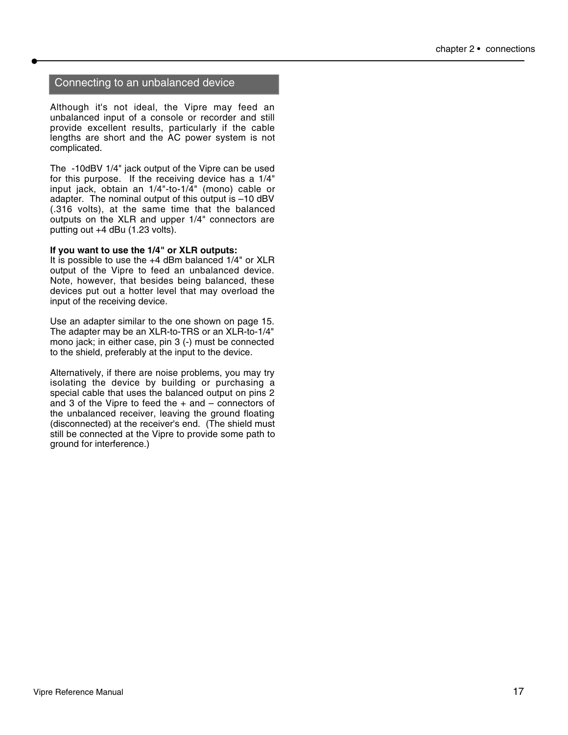## Connecting to an unbalanced device

Although it's not ideal, the Vipre may feed an unbalanced input of a console or recorder and still provide excellent results, particularly if the cable lengths are short and the AC power system is not complicated.

The -10dBV 1/4" jack output of the Vipre can be used for this purpose. If the receiving device has a 1/4" input jack, obtain an 1/4"-to-1/4" (mono) cable or adapter. The nominal output of this output is –10 dBV (.316 volts), at the same time that the balanced outputs on the XLR and upper 1/4" connectors are putting out +4 dBu (1.23 volts).

**If you want to use the 1/4" or XLR outputs:**
It is possible to use the +4 dBm balanced 1/4" or XLR output of the Vipre to feed an unbalanced device. Note, however, that besides being balanced, these devices put out a hotter level that may overload the input of the receiving device.

Use an adapter similar to the one shown on page 15. The adapter may be an XLR-to-TRS or an XLR-to-1/4" mono jack; in either case, pin 3 (-) must be connected to the shield, preferably at the input to the device.

Alternatively, if there are noise problems, you may try isolating the device by building or purchasing a special cable that uses the balanced output on pins 2 and 3 of the Vipre to feed the + and – connectors of the unbalanced receiver, leaving the ground floating (disconnected) at the receiver's end. (The shield must still be connected at the Vipre to provide some path to ground for interference.)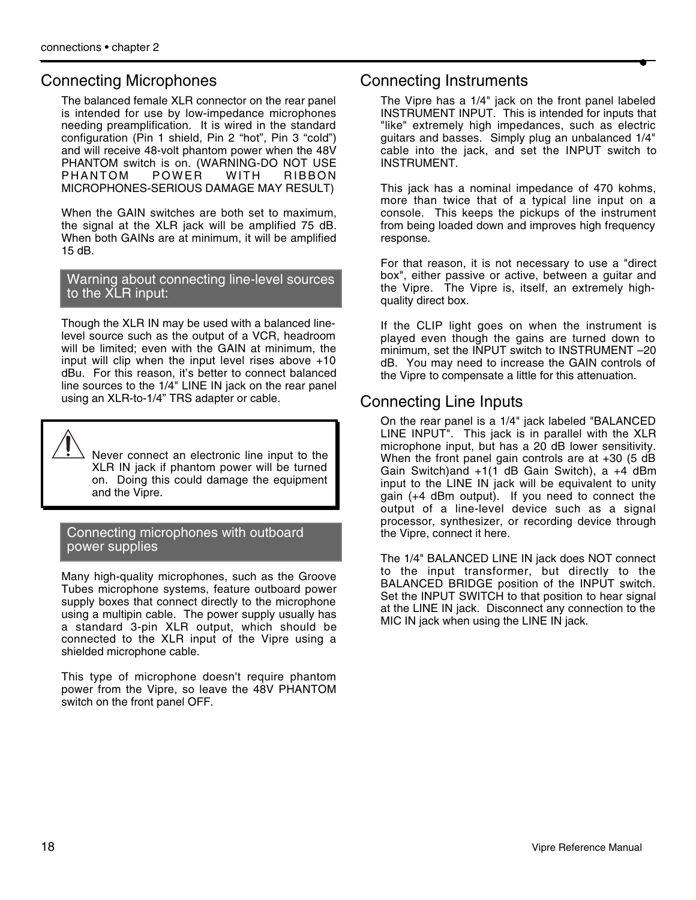## Connecting Microphones

The balanced female XLR connector on the rear panel is intended for use by low-impedance microphones needing preamplification. It is wired in the standard configuration (Pin 1 shield, Pin 2 “hot”, Pin 3 “cold”) and will receive 48-volt phantom power when the 48V PHANTOM switch is on. (WARNING-DO NOT USE PHANTOM POWER WITH RIBBON MICROPHONES-SERIOUS DAMAGE MAY RESULT)

When the GAIN switches are both set to maximum, the signal at the XLR jack will be amplified 75 dB. When both GAINs are at minimum, it will be amplified 15 dB.

### Warning about connecting line-level sources to the XLR input:

Though the XLR IN may be used with a balanced line-level source such as the output of a VCR, headroom will be limited; even with the GAIN at minimum, the input will clip when the input level rises above +10 dBu. For this reason, it’s better to connect balanced line sources to the 1/4" LINE IN jack on the rear panel using an XLR-to-1/4” TRS adapter or cable.

> ⚠ Never connect an electronic line input to the XLR IN jack if phantom power will be turned on. Doing this could damage the equipment and the Vipre.

### Connecting microphones with outboard power supplies

Many high-quality microphones, such as the Groove Tubes microphone systems, feature outboard power supply boxes that connect directly to the microphone using a multipin cable. The power supply usually has a standard 3-pin XLR output, which should be connected to the XLR input of the Vipre using a shielded microphone cable.

This type of microphone doesn't require phantom power from the Vipre, so leave the 48V PHANTOM switch on the front panel OFF.

## Connecting Instruments

The Vipre has a 1/4" jack on the front panel labeled INSTRUMENT INPUT. This is intended for inputs that "like" extremely high impedances, such as electric guitars and basses. Simply plug an unbalanced 1/4" cable into the jack, and set the INPUT switch to INSTRUMENT.

This jack has a nominal impedance of 470 kohms, more than twice that of a typical line input on a console. This keeps the pickups of the instrument from being loaded down and improves high frequency response.

For that reason, it is not necessary to use a "direct box", either passive or active, between a guitar and the Vipre. The Vipre is, itself, an extremely high-quality direct box.

If the CLIP light goes on when the instrument is played even though the gains are turned down to minimum, set the INPUT switch to INSTRUMENT –20 dB. You may need to increase the GAIN controls of the Vipre to compensate a little for this attenuation.

## Connecting Line Inputs

On the rear panel is a 1/4" jack labeled "BALANCED LINE INPUT". This jack is in parallel with the XLR microphone input, but has a 20 dB lower sensitivity. When the front panel gain controls are at +30 (5 dB Gain Switch)and +1(1 dB Gain Switch), a +4 dBm input to the LINE IN jack will be equivalent to unity gain (+4 dBm output). If you need to connect the output of a line-level device such as a signal processor, synthesizer, or recording device through the Vipre, connect it here.

The 1/4" BALANCED LINE IN jack does NOT connect to the input transformer, but directly to the BALANCED BRIDGE position of the INPUT switch. Set the INPUT SWITCH to that position to hear signal at the LINE IN jack. Disconnect any connection to the MIC IN jack when using the LINE IN jack.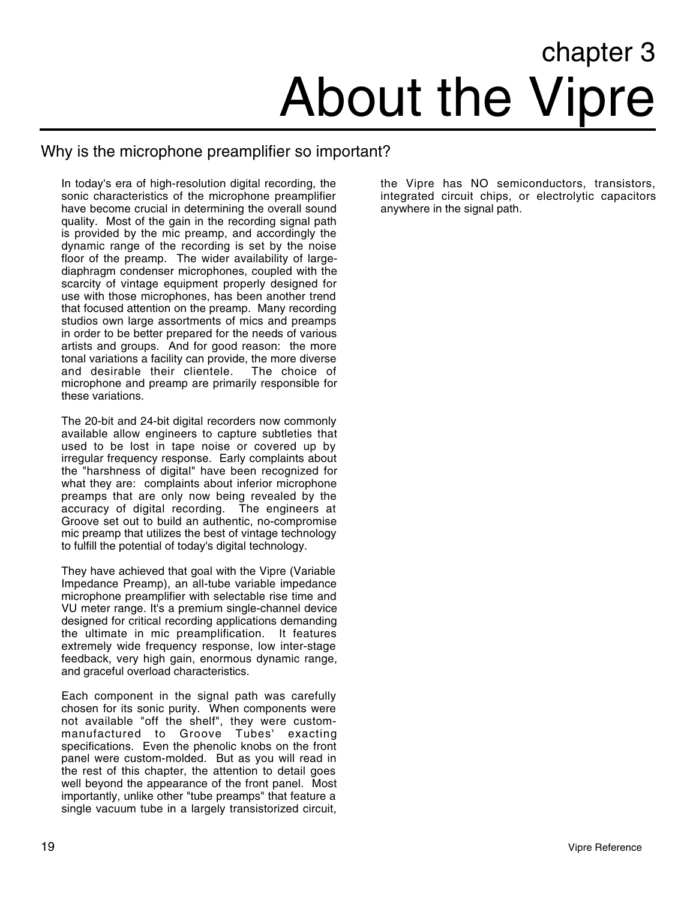# chapter 3
# About the Vipre

## Why is the microphone preamplifier so important?

In today's era of high-resolution digital recording, the sonic characteristics of the microphone preamplifier have become crucial in determining the overall sound quality. Most of the gain in the recording signal path is provided by the mic preamp, and accordingly the dynamic range of the recording is set by the noise floor of the preamp. The wider availability of large-diaphragm condenser microphones, coupled with the scarcity of vintage equipment properly designed for use with those microphones, has been another trend that focused attention on the preamp. Many recording studios own large assortments of mics and preamps in order to be better prepared for the needs of various artists and groups. And for good reason: the more tonal variations a facility can provide, the more diverse and desirable their clientele. The choice of microphone and preamp are primarily responsible for these variations.

The 20-bit and 24-bit digital recorders now commonly available allow engineers to capture subtleties that used to be lost in tape noise or covered up by irregular frequency response. Early complaints about the "harshness of digital" have been recognized for what they are: complaints about inferior microphone preamps that are only now being revealed by the accuracy of digital recording. The engineers at Groove set out to build an authentic, no-compromise mic preamp that utilizes the best of vintage technology to fulfill the potential of today's digital technology.

They have achieved that goal with the Vipre (Variable Impedance Preamp), an all-tube variable impedance microphone preamplifier with selectable rise time and VU meter range. It's a premium single-channel device designed for critical recording applications demanding the ultimate in mic preamplification. It features extremely wide frequency response, low inter-stage feedback, very high gain, enormous dynamic range, and graceful overload characteristics.

Each component in the signal path was carefully chosen for its sonic purity. When components were not available "off the shelf", they were custom-manufactured to Groove Tubes' exacting specifications. Even the phenolic knobs on the front panel were custom-molded. But as you will read in the rest of this chapter, the attention to detail goes well beyond the appearance of the front panel. Most importantly, unlike other "tube preamps" that feature a single vacuum tube in a largely transistorized circuit, the Vipre has NO semiconductors, transistors, integrated circuit chips, or electrolytic capacitors anywhere in the signal path.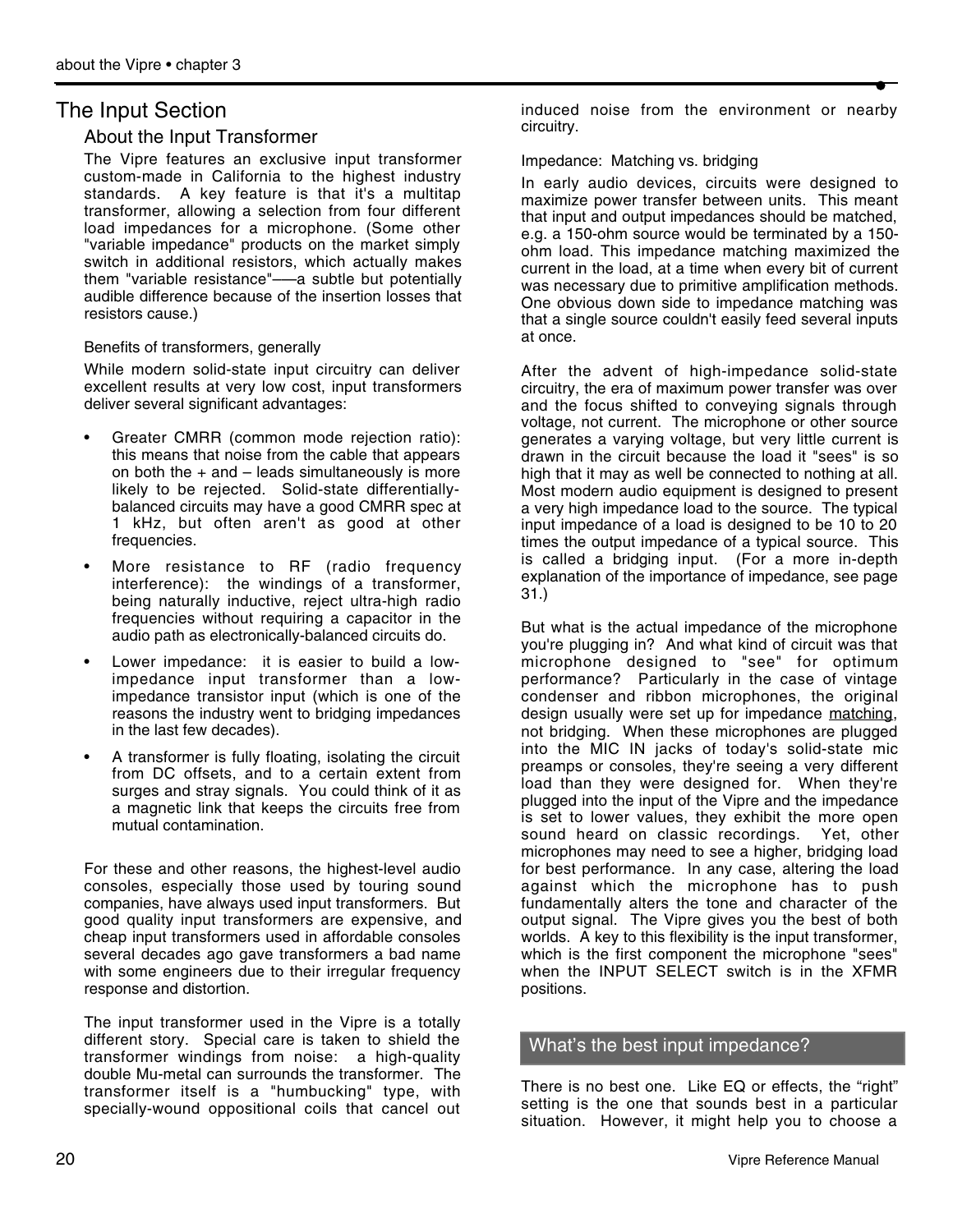# The Input Section

## About the Input Transformer

The Vipre features an exclusive input transformer custom-made in California to the highest industry standards. A key feature is that it's a multitap transformer, allowing a selection from four different load impedances for a microphone. (Some other "variable impedance" products on the market simply switch in additional resistors, which actually makes them "variable resistance"—–a subtle but potentially audible difference because of the insertion losses that resistors cause.)

### Benefits of transformers, generally

While modern solid-state input circuitry can deliver excellent results at very low cost, input transformers deliver several significant advantages:

- Greater CMRR (common mode rejection ratio): this means that noise from the cable that appears on both the + and – leads simultaneously is more likely to be rejected. Solid-state differentially-balanced circuits may have a good CMRR spec at 1 kHz, but often aren't as good at other frequencies.
- More resistance to RF (radio frequency interference): the windings of a transformer, being naturally inductive, reject ultra-high radio frequencies without requiring a capacitor in the audio path as electronically-balanced circuits do.
- Lower impedance: it is easier to build a low-impedance input transformer than a low-impedance transistor input (which is one of the reasons the industry went to bridging impedances in the last few decades).
- A transformer is fully floating, isolating the circuit from DC offsets, and to a certain extent from surges and stray signals. You could think of it as a magnetic link that keeps the circuits free from mutual contamination.

For these and other reasons, the highest-level audio consoles, especially those used by touring sound companies, have always used input transformers. But good quality input transformers are expensive, and cheap input transformers used in affordable consoles several decades ago gave transformers a bad name with some engineers due to their irregular frequency response and distortion.

The input transformer used in the Vipre is a totally different story. Special care is taken to shield the transformer windings from noise: a high-quality double Mu-metal can surrounds the transformer. The transformer itself is a "humbucking" type, with specially-wound oppositional coils that cancel out induced noise from the environment or nearby circuitry.

### Impedance: Matching vs. bridging

In early audio devices, circuits were designed to maximize power transfer between units. This meant that input and output impedances should be matched, e.g. a 150-ohm source would be terminated by a 150-ohm load. This impedance matching maximized the current in the load, at a time when every bit of current was necessary due to primitive amplification methods. One obvious down side to impedance matching was that a single source couldn't easily feed several inputs at once.

After the advent of high-impedance solid-state circuitry, the era of maximum power transfer was over and the focus shifted to conveying signals through voltage, not current. The microphone or other source generates a varying voltage, but very little current is drawn in the circuit because the load it "sees" is so high that it may as well be connected to nothing at all. Most modern audio equipment is designed to present a very high impedance load to the source. The typical input impedance of a load is designed to be 10 to 20 times the output impedance of a typical source. This is called a bridging input. (For a more in-depth explanation of the importance of impedance, see page 31.)

But what is the actual impedance of the microphone you're plugging in? And what kind of circuit was that microphone designed to "see" for optimum performance? Particularly in the case of vintage condenser and ribbon microphones, the original design usually were set up for impedance matching, not bridging. When these microphones are plugged into the MIC IN jacks of today's solid-state mic preamps or consoles, they're seeing a very different load than they were designed for. When they're plugged into the input of the Vipre and the impedance is set to lower values, they exhibit the more open sound heard on classic recordings. Yet, other microphones may need to see a higher, bridging load for best performance. In any case, altering the load against which the microphone has to push fundamentally alters the tone and character of the output signal. The Vipre gives you the best of both worlds. A key to this flexibility is the input transformer, which is the first component the microphone "sees" when the INPUT SELECT switch is in the XFMR positions.

### What's the best input impedance?

There is no best one. Like EQ or effects, the "right" setting is the one that sounds best in a particular situation. However, it might help you to choose a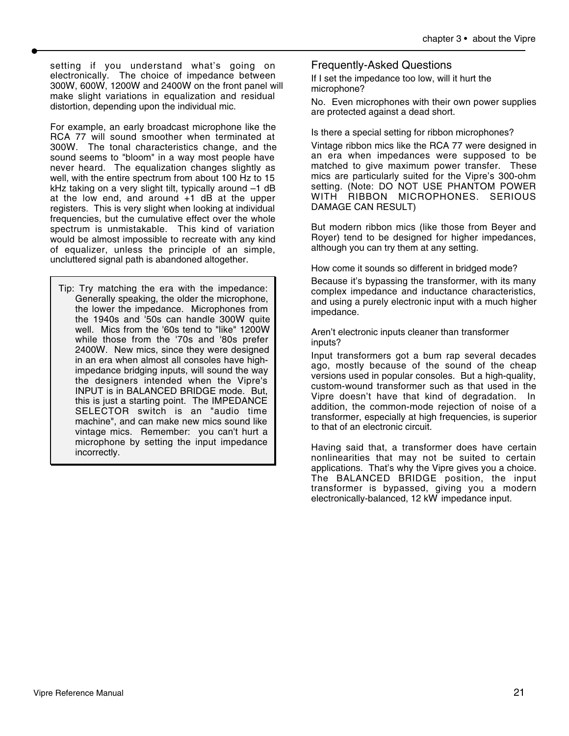setting if you understand what's going on electronically. The choice of impedance between 300W, 600W, 1200W and 2400W on the front panel will make slight variations in equalization and residual distortion, depending upon the individual mic.

For example, an early broadcast microphone like the RCA 77 will sound smoother when terminated at 300W. The tonal characteristics change, and the sound seems to "bloom" in a way most people have never heard. The equalization changes slightly as well, with the entire spectrum from about 100 Hz to 15 kHz taking on a very slight tilt, typically around –1 dB at the low end, and around +1 dB at the upper registers. This is very slight when looking at individual frequencies, but the cumulative effect over the whole spectrum is unmistakable. This kind of variation would be almost impossible to recreate with any kind of equalizer, unless the principle of an simple, uncluttered signal path is abandoned altogether.

> Tip: Try matching the era with the impedance: Generally speaking, the older the microphone, the lower the impedance. Microphones from the 1940s and '50s can handle 300W quite well. Mics from the '60s tend to "like" 1200W while those from the '70s and '80s prefer 2400W. New mics, since they were designed in an era when almost all consoles have high-impedance bridging inputs, will sound the way the designers intended when the Vipre's INPUT is in BALANCED BRIDGE mode. But, this is just a starting point. The IMPEDANCE SELECTOR switch is an "audio time machine", and can make new mics sound like vintage mics. Remember: you can't hurt a microphone by setting the input impedance incorrectly.

## Frequently-Asked Questions

If I set the impedance too low, will it hurt the microphone?

No. Even microphones with their own power supplies are protected against a dead short.

Is there a special setting for ribbon microphones?

Vintage ribbon mics like the RCA 77 were designed in an era when impedances were supposed to be matched to give maximum power transfer. These mics are particularly suited for the Vipre's 300-ohm setting. (Note: DO NOT USE PHANTOM POWER WITH RIBBON MICROPHONES. SERIOUS DAMAGE CAN RESULT)

But modern ribbon mics (like those from Beyer and Royer) tend to be designed for higher impedances, although you can try them at any setting.

How come it sounds so different in bridged mode?

Because it's bypassing the transformer, with its many complex impedance and inductance characteristics, and using a purely electronic input with a much higher impedance.

Aren't electronic inputs cleaner than transformer inputs?

Input transformers got a bum rap several decades ago, mostly because of the sound of the cheap versions used in popular consoles. But a high-quality, custom-wound transformer such as that used in the Vipre doesn't have that kind of degradation. In addition, the common-mode rejection of noise of a transformer, especially at high frequencies, is superior to that of an electronic circuit.

Having said that, a transformer does have certain nonlinearities that may not be suited to certain applications. That's why the Vipre gives you a choice. The BALANCED BRIDGE position, the input transformer is bypassed, giving you a modern electronically-balanced, 12 kW impedance input.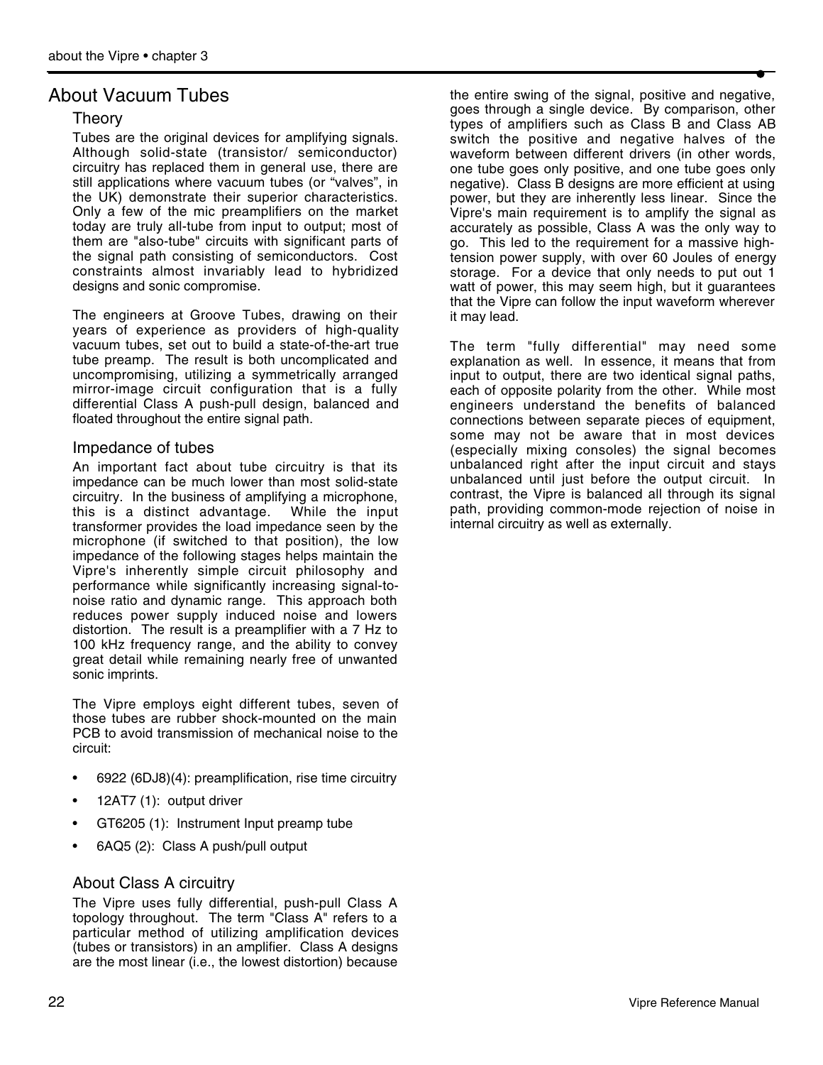## About Vacuum Tubes

### Theory

Tubes are the original devices for amplifying signals. Although solid-state (transistor/ semiconductor) circuitry has replaced them in general use, there are still applications where vacuum tubes (or "valves", in the UK) demonstrate their superior characteristics. Only a few of the mic preamplifiers on the market today are truly all-tube from input to output; most of them are "also-tube" circuits with significant parts of the signal path consisting of semiconductors. Cost constraints almost invariably lead to hybridized designs and sonic compromise.

The engineers at Groove Tubes, drawing on their years of experience as providers of high-quality vacuum tubes, set out to build a state-of-the-art true tube preamp. The result is both uncomplicated and uncompromising, utilizing a symmetrically arranged mirror-image circuit configuration that is a fully differential Class A push-pull design, balanced and floated throughout the entire signal path.

### Impedance of tubes

An important fact about tube circuitry is that its impedance can be much lower than most solid-state circuitry. In the business of amplifying a microphone, this is a distinct advantage. While the input transformer provides the load impedance seen by the microphone (if switched to that position), the low impedance of the following stages helps maintain the Vipre's inherently simple circuit philosophy and performance while significantly increasing signal-to-noise ratio and dynamic range. This approach both reduces power supply induced noise and lowers distortion. The result is a preamplifier with a 7 Hz to 100 kHz frequency range, and the ability to convey great detail while remaining nearly free of unwanted sonic imprints.

The Vipre employs eight different tubes, seven of those tubes are rubber shock-mounted on the main PCB to avoid transmission of mechanical noise to the circuit:

- 6922 (6DJ8)(4): preamplification, rise time circuitry
- 12AT7 (1): output driver
- GT6205 (1): Instrument Input preamp tube
- 6AQ5 (2): Class A push/pull output

### About Class A circuitry

The Vipre uses fully differential, push-pull Class A topology throughout. The term "Class A" refers to a particular method of utilizing amplification devices (tubes or transistors) in an amplifier. Class A designs are the most linear (i.e., the lowest distortion) because the entire swing of the signal, positive and negative, goes through a single device. By comparison, other types of amplifiers such as Class B and Class AB switch the positive and negative halves of the waveform between different drivers (in other words, one tube goes only positive, and one tube goes only negative). Class B designs are more efficient at using power, but they are inherently less linear. Since the Vipre's main requirement is to amplify the signal as accurately as possible, Class A was the only way to go. This led to the requirement for a massive high-tension power supply, with over 60 Joules of energy storage. For a device that only needs to put out 1 watt of power, this may seem high, but it guarantees that the Vipre can follow the input waveform wherever it may lead.

The term "fully differential" may need some explanation as well. In essence, it means that from input to output, there are two identical signal paths, each of opposite polarity from the other. While most engineers understand the benefits of balanced connections between separate pieces of equipment, some may not be aware that in most devices (especially mixing consoles) the signal becomes unbalanced right after the input circuit and stays unbalanced until just before the output circuit. In contrast, the Vipre is balanced all through its signal path, providing common-mode rejection of noise in internal circuitry as well as externally.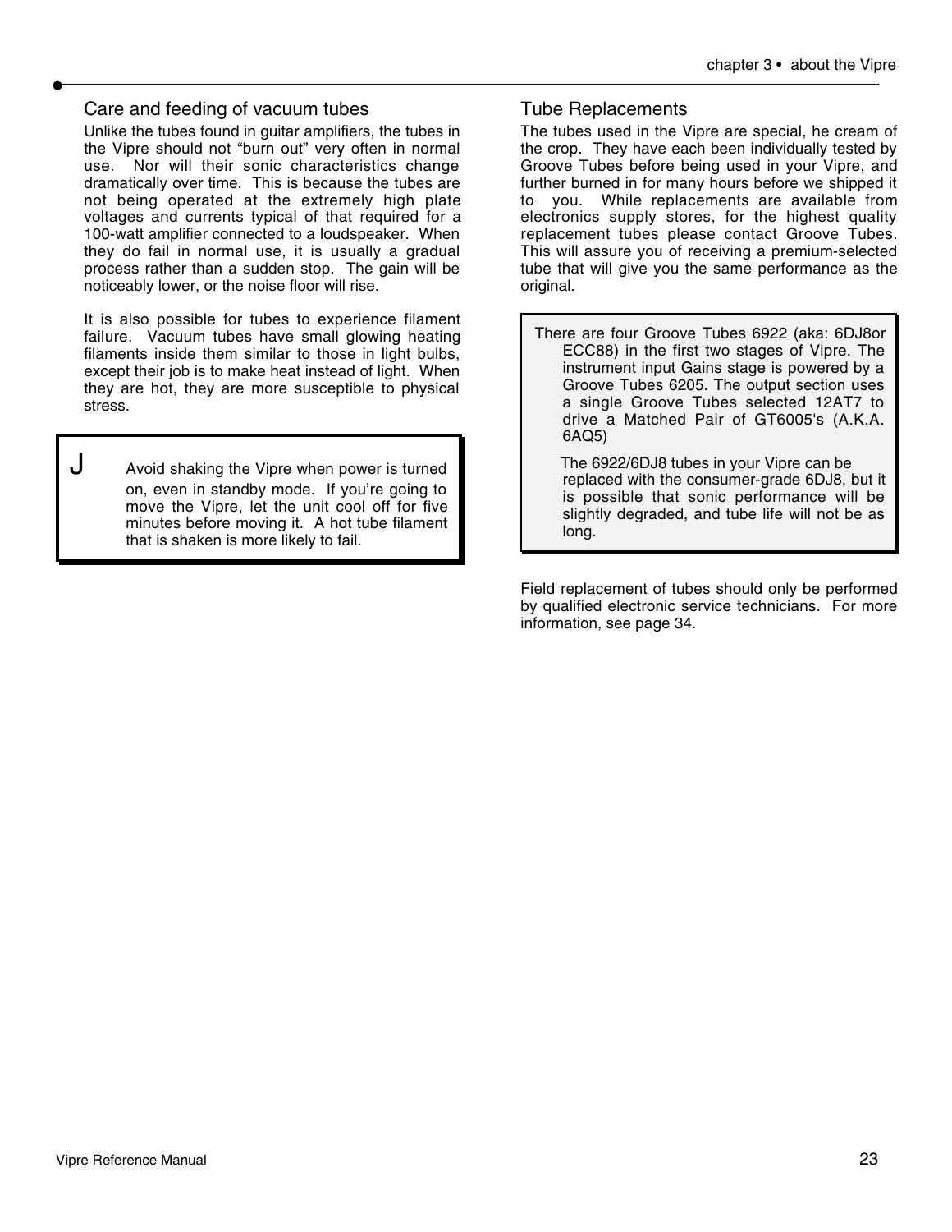## Care and feeding of vacuum tubes

Unlike the tubes found in guitar amplifiers, the tubes in the Vipre should not "burn out" very often in normal use. Nor will their sonic characteristics change dramatically over time. This is because the tubes are not being operated at the extremely high plate voltages and currents typical of that required for a 100-watt amplifier connected to a loudspeaker. When they do fail in normal use, it is usually a gradual process rather than a sudden stop. The gain will be noticeably lower, or the noise floor will rise.

It is also possible for tubes to experience filament failure. Vacuum tubes have small glowing heating filaments inside them similar to those in light bulbs, except their job is to make heat instead of light. When they are hot, they are more susceptible to physical stress.

> J Avoid shaking the Vipre when power is turned on, even in standby mode. If you're going to move the Vipre, let the unit cool off for five minutes before moving it. A hot tube filament that is shaken is more likely to fail.

## Tube Replacements

The tubes used in the Vipre are special, he cream of the crop. They have each been individually tested by Groove Tubes before being used in your Vipre, and further burned in for many hours before we shipped it to you. While replacements are available from electronics supply stores, for the highest quality replacement tubes please contact Groove Tubes. This will assure you of receiving a premium-selected tube that will give you the same performance as the original.

> There are four Groove Tubes 6922 (aka: 6DJ8or ECC88) in the first two stages of Vipre. The instrument input Gains stage is powered by a Groove Tubes 6205. The output section uses a single Groove Tubes selected 12AT7 to drive a Matched Pair of GT6005's (A.K.A. 6AQ5)
>
> The 6922/6DJ8 tubes in your Vipre can be replaced with the consumer-grade 6DJ8, but it is possible that sonic performance will be slightly degraded, and tube life will not be as long.

Field replacement of tubes should only be performed by qualified electronic service technicians. For more information, see page 34.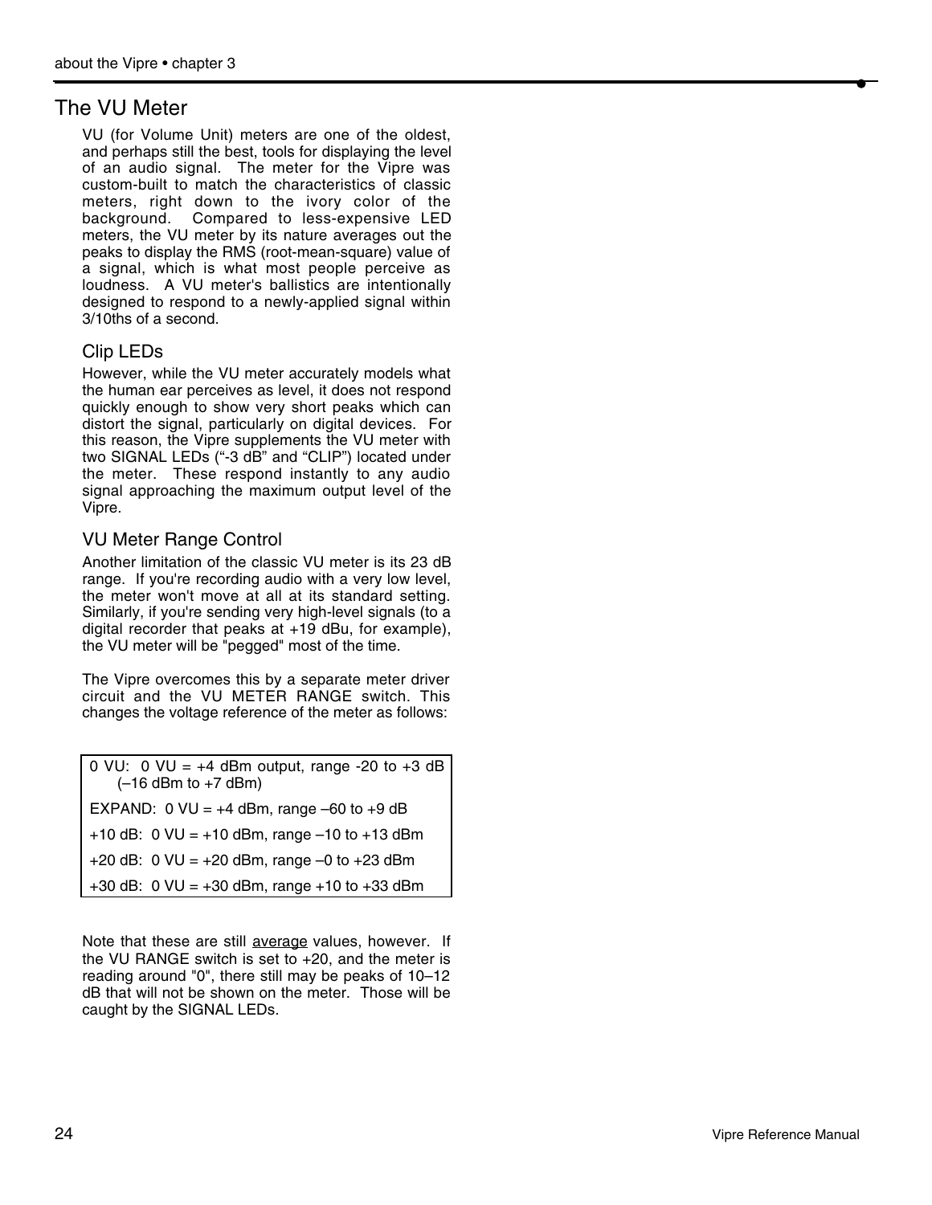## The VU Meter

VU (for Volume Unit) meters are one of the oldest, and perhaps still the best, tools for displaying the level of an audio signal. The meter for the Vipre was custom-built to match the characteristics of classic meters, right down to the ivory color of the background. Compared to less-expensive LED meters, the VU meter by its nature averages out the peaks to display the RMS (root-mean-square) value of a signal, which is what most people perceive as loudness. A VU meter's ballistics are intentionally designed to respond to a newly-applied signal within 3/10ths of a second.

### Clip LEDs

However, while the VU meter accurately models what the human ear perceives as level, it does not respond quickly enough to show very short peaks which can distort the signal, particularly on digital devices. For this reason, the Vipre supplements the VU meter with two SIGNAL LEDs ("-3 dB" and "CLIP") located under the meter. These respond instantly to any audio signal approaching the maximum output level of the Vipre.

### VU Meter Range Control

Another limitation of the classic VU meter is its 23 dB range. If you're recording audio with a very low level, the meter won't move at all at its standard setting. Similarly, if you're sending very high-level signals (to a digital recorder that peaks at +19 dBu, for example), the VU meter will be "pegged" most of the time.

The Vipre overcomes this by a separate meter driver circuit and the VU METER RANGE switch. This changes the voltage reference of the meter as follows:

| |
|---|
| 0 VU: 0 VU = +4 dBm output, range -20 to +3 dB (–16 dBm to +7 dBm) |
| EXPAND: 0 VU = +4 dBm, range –60 to +9 dB |
| +10 dB: 0 VU = +10 dBm, range –10 to +13 dBm |
| +20 dB: 0 VU = +20 dBm, range –0 to +23 dBm |
| +30 dB: 0 VU = +30 dBm, range +10 to +33 dBm |

Note that these are still <u>average</u> values, however. If the VU RANGE switch is set to +20, and the meter is reading around "0", there still may be peaks of 10–12 dB that will not be shown on the meter. Those will be caught by the SIGNAL LEDs.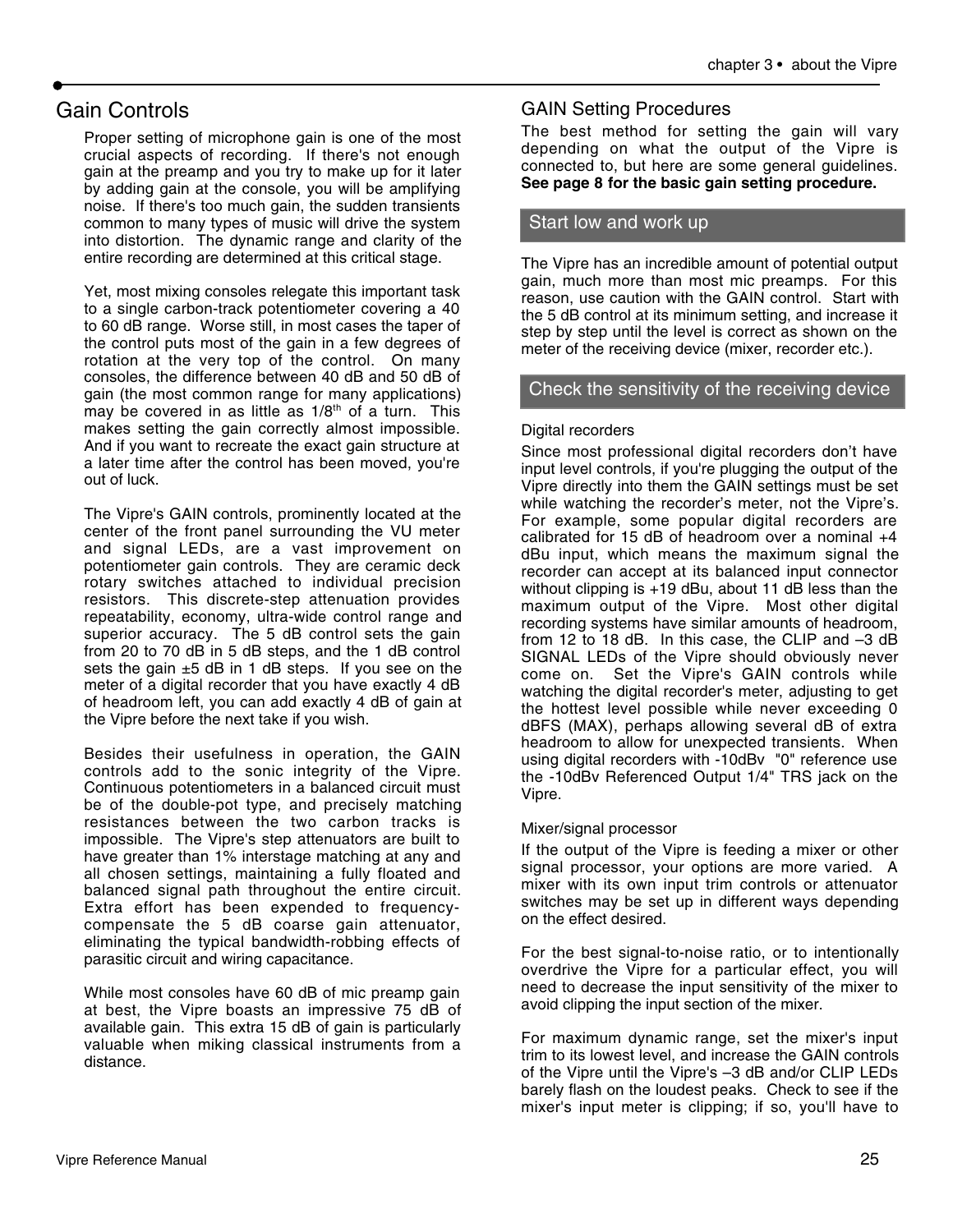## Gain Controls

Proper setting of microphone gain is one of the most crucial aspects of recording. If there's not enough gain at the preamp and you try to make up for it later by adding gain at the console, you will be amplifying noise. If there's too much gain, the sudden transients common to many types of music will drive the system into distortion. The dynamic range and clarity of the entire recording are determined at this critical stage.

Yet, most mixing consoles relegate this important task to a single carbon-track potentiometer covering a 40 to 60 dB range. Worse still, in most cases the taper of the control puts most of the gain in a few degrees of rotation at the very top of the control. On many consoles, the difference between 40 dB and 50 dB of gain (the most common range for many applications) may be covered in as little as 1/8th of a turn. This makes setting the gain correctly almost impossible. And if you want to recreate the exact gain structure at a later time after the control has been moved, you're out of luck.

The Vipre's GAIN controls, prominently located at the center of the front panel surrounding the VU meter and signal LEDs, are a vast improvement on potentiometer gain controls. They are ceramic deck rotary switches attached to individual precision resistors. This discrete-step attenuation provides repeatability, economy, ultra-wide control range and superior accuracy. The 5 dB control sets the gain from 20 to 70 dB in 5 dB steps, and the 1 dB control sets the gain ±5 dB in 1 dB steps. If you see on the meter of a digital recorder that you have exactly 4 dB of headroom left, you can add exactly 4 dB of gain at the Vipre before the next take if you wish.

Besides their usefulness in operation, the GAIN controls add to the sonic integrity of the Vipre. Continuous potentiometers in a balanced circuit must be of the double-pot type, and precisely matching resistances between the two carbon tracks is impossible. The Vipre's step attenuators are built to have greater than 1% interstage matching at any and all chosen settings, maintaining a fully floated and balanced signal path throughout the entire circuit. Extra effort has been expended to frequency-compensate the 5 dB coarse gain attenuator, eliminating the typical bandwidth-robbing effects of parasitic circuit and wiring capacitance.

While most consoles have 60 dB of mic preamp gain at best, the Vipre boasts an impressive 75 dB of available gain. This extra 15 dB of gain is particularly valuable when miking classical instruments from a distance.

### GAIN Setting Procedures

The best method for setting the gain will vary depending on what the output of the Vipre is connected to, but here are some general guidelines. **See page 8 for the basic gain setting procedure.**

#### Start low and work up

The Vipre has an incredible amount of potential output gain, much more than most mic preamps. For this reason, use caution with the GAIN control. Start with the 5 dB control at its minimum setting, and increase it step by step until the level is correct as shown on the meter of the receiving device (mixer, recorder etc.).

#### Check the sensitivity of the receiving device

Digital recorders

Since most professional digital recorders don't have input level controls, if you're plugging the output of the Vipre directly into them the GAIN settings must be set while watching the recorder's meter, not the Vipre's. For example, some popular digital recorders are calibrated for 15 dB of headroom over a nominal +4 dBu input, which means the maximum signal the recorder can accept at its balanced input connector without clipping is +19 dBu, about 11 dB less than the maximum output of the Vipre. Most other digital recording systems have similar amounts of headroom, from 12 to 18 dB. In this case, the CLIP and –3 dB SIGNAL LEDs of the Vipre should obviously never come on. Set the Vipre's GAIN controls while watching the digital recorder's meter, adjusting to get the hottest level possible while never exceeding 0 dBFS (MAX), perhaps allowing several dB of extra headroom to allow for unexpected transients. When using digital recorders with -10dBv "0" reference use the -10dBv Referenced Output 1/4" TRS jack on the Vipre.

Mixer/signal processor

If the output of the Vipre is feeding a mixer or other signal processor, your options are more varied. A mixer with its own input trim controls or attenuator switches may be set up in different ways depending on the effect desired.

For the best signal-to-noise ratio, or to intentionally overdrive the Vipre for a particular effect, you will need to decrease the input sensitivity of the mixer to avoid clipping the input section of the mixer.

For maximum dynamic range, set the mixer's input trim to its lowest level, and increase the GAIN controls of the Vipre until the Vipre's –3 dB and/or CLIP LEDs barely flash on the loudest peaks. Check to see if the mixer's input meter is clipping; if so, you'll have to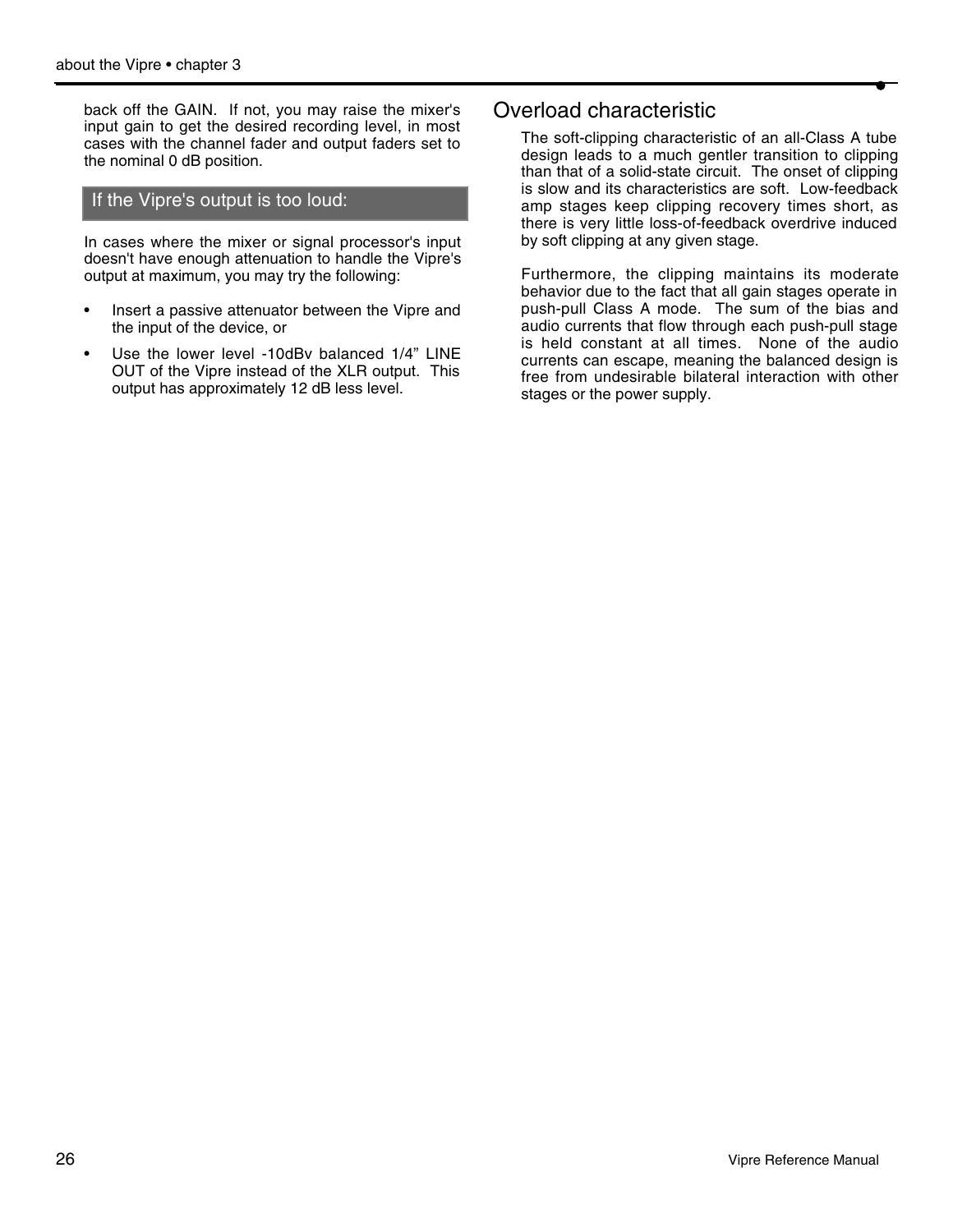back off the GAIN. If not, you may raise the mixer's input gain to get the desired recording level, in most cases with the channel fader and output faders set to the nominal 0 dB position.

### If the Vipre's output is too loud:

In cases where the mixer or signal processor's input doesn't have enough attenuation to handle the Vipre's output at maximum, you may try the following:

- Insert a passive attenuator between the Vipre and the input of the device, or
- Use the lower level -10dBv balanced 1/4” LINE OUT of the Vipre instead of the XLR output. This output has approximately 12 dB less level.

## Overload characteristic

The soft-clipping characteristic of an all-Class A tube design leads to a much gentler transition to clipping than that of a solid-state circuit. The onset of clipping is slow and its characteristics are soft. Low-feedback amp stages keep clipping recovery times short, as there is very little loss-of-feedback overdrive induced by soft clipping at any given stage.

Furthermore, the clipping maintains its moderate behavior due to the fact that all gain stages operate in push-pull Class A mode. The sum of the bias and audio currents that flow through each push-pull stage is held constant at all times. None of the audio currents can escape, meaning the balanced design is free from undesirable bilateral interaction with other stages or the power supply.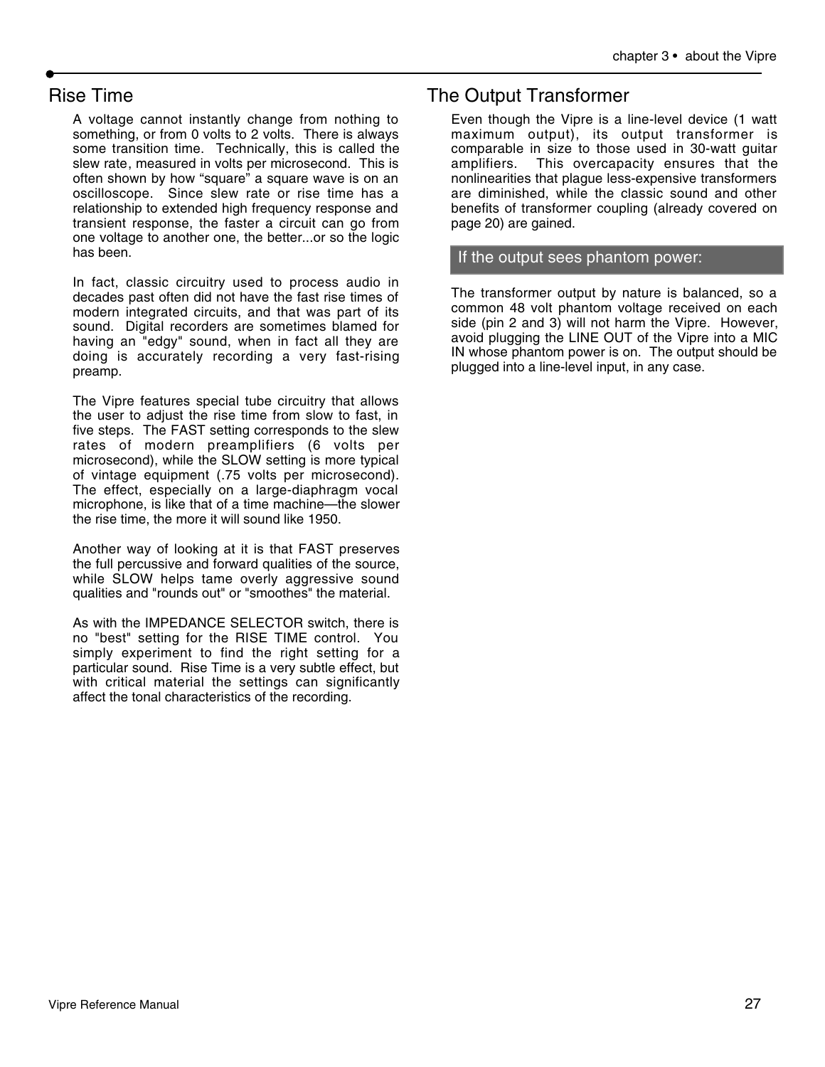## Rise Time

A voltage cannot instantly change from nothing to something, or from 0 volts to 2 volts. There is always some transition time. Technically, this is called the slew rate, measured in volts per microsecond. This is often shown by how “square” a square wave is on an oscilloscope. Since slew rate or rise time has a relationship to extended high frequency response and transient response, the faster a circuit can go from one voltage to another one, the better...or so the logic has been.

In fact, classic circuitry used to process audio in decades past often did not have the fast rise times of modern integrated circuits, and that was part of its sound. Digital recorders are sometimes blamed for having an "edgy" sound, when in fact all they are doing is accurately recording a very fast-rising preamp.

The Vipre features special tube circuitry that allows the user to adjust the rise time from slow to fast, in five steps. The FAST setting corresponds to the slew rates of modern preamplifiers (6 volts per microsecond), while the SLOW setting is more typical of vintage equipment (.75 volts per microsecond). The effect, especially on a large-diaphragm vocal microphone, is like that of a time machine—the slower the rise time, the more it will sound like 1950.

Another way of looking at it is that FAST preserves the full percussive and forward qualities of the source, while SLOW helps tame overly aggressive sound qualities and "rounds out" or "smoothes" the material.

As with the IMPEDANCE SELECTOR switch, there is no "best" setting for the RISE TIME control. You simply experiment to find the right setting for a particular sound. Rise Time is a very subtle effect, but with critical material the settings can significantly affect the tonal characteristics of the recording.

## The Output Transformer

Even though the Vipre is a line-level device (1 watt maximum output), its output transformer is comparable in size to those used in 30-watt guitar amplifiers. This overcapacity ensures that the nonlinearities that plague less-expensive transformers are diminished, while the classic sound and other benefits of transformer coupling (already covered on page 20) are gained.

### If the output sees phantom power:

The transformer output by nature is balanced, so a common 48 volt phantom voltage received on each side (pin 2 and 3) will not harm the Vipre. However, avoid plugging the LINE OUT of the Vipre into a MIC IN whose phantom power is on. The output should be plugged into a line-level input, in any case.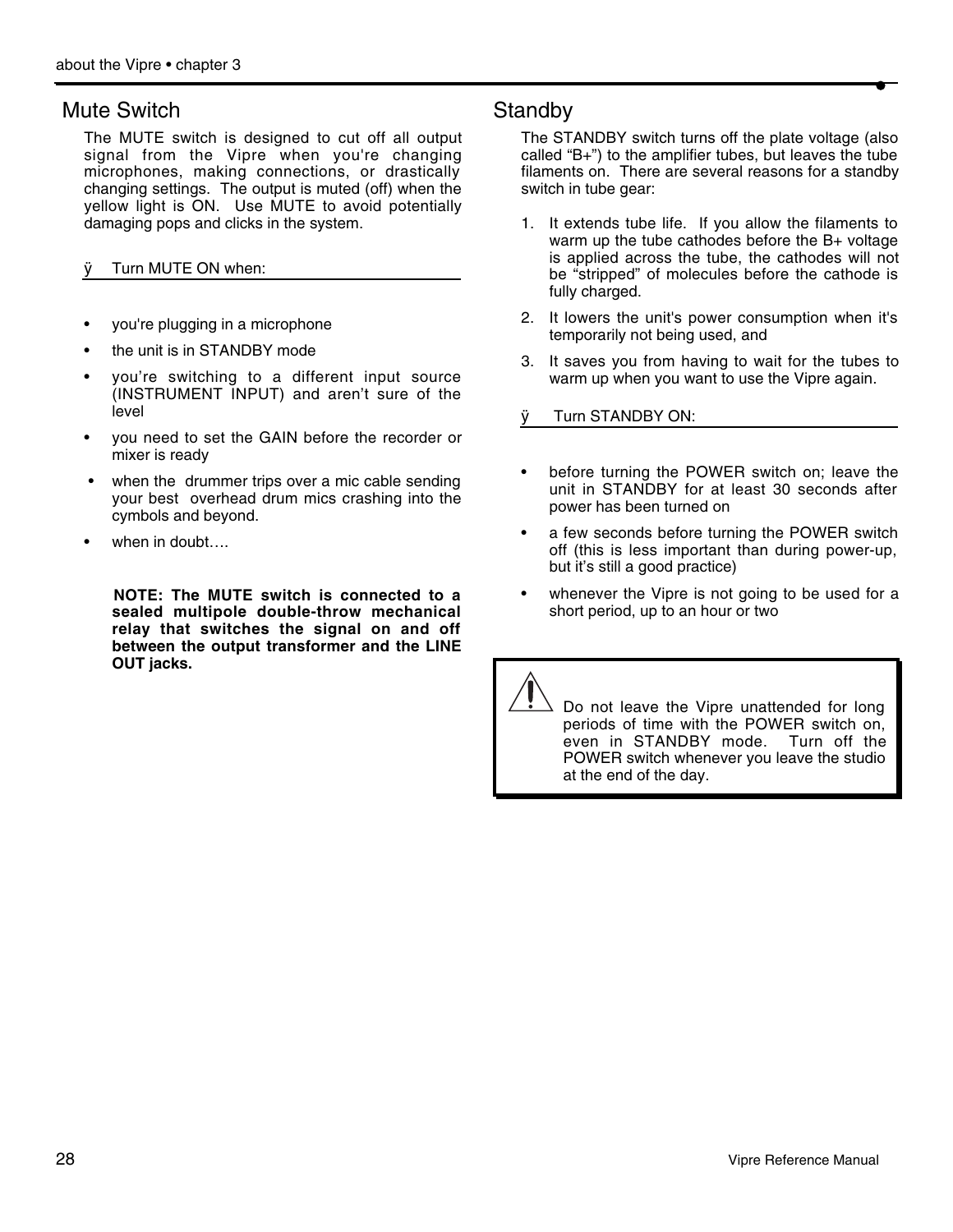## Mute Switch

The MUTE switch is designed to cut off all output signal from the Vipre when you're changing microphones, making connections, or drastically changing settings. The output is muted (off) when the yellow light is ON. Use MUTE to avoid potentially damaging pops and clicks in the system.

ÿ Turn MUTE ON when:

- you're plugging in a microphone
- the unit is in STANDBY mode
- you're switching to a different input source (INSTRUMENT INPUT) and aren't sure of the level
- you need to set the GAIN before the recorder or mixer is ready
- when the drummer trips over a mic cable sending your best overhead drum mics crashing into the cymbols and beyond.
- when in doubt….

**NOTE: The MUTE switch is connected to a sealed multipole double-throw mechanical relay that switches the signal on and off between the output transformer and the LINE OUT jacks.**

## Standby

The STANDBY switch turns off the plate voltage (also called "B+") to the amplifier tubes, but leaves the tube filaments on. There are several reasons for a standby switch in tube gear:

1. It extends tube life. If you allow the filaments to warm up the tube cathodes before the B+ voltage is applied across the tube, the cathodes will not be "stripped" of molecules before the cathode is fully charged.
2. It lowers the unit's power consumption when it's temporarily not being used, and
3. It saves you from having to wait for the tubes to warm up when you want to use the Vipre again.

ÿ Turn STANDBY ON:

- before turning the POWER switch on; leave the unit in STANDBY for at least 30 seconds after power has been turned on
- a few seconds before turning the POWER switch off (this is less important than during power-up, but it's still a good practice)
- whenever the Vipre is not going to be used for a short period, up to an hour or two

> ⚠ Do not leave the Vipre unattended for long periods of time with the POWER switch on, even in STANDBY mode. Turn off the POWER switch whenever you leave the studio at the end of the day.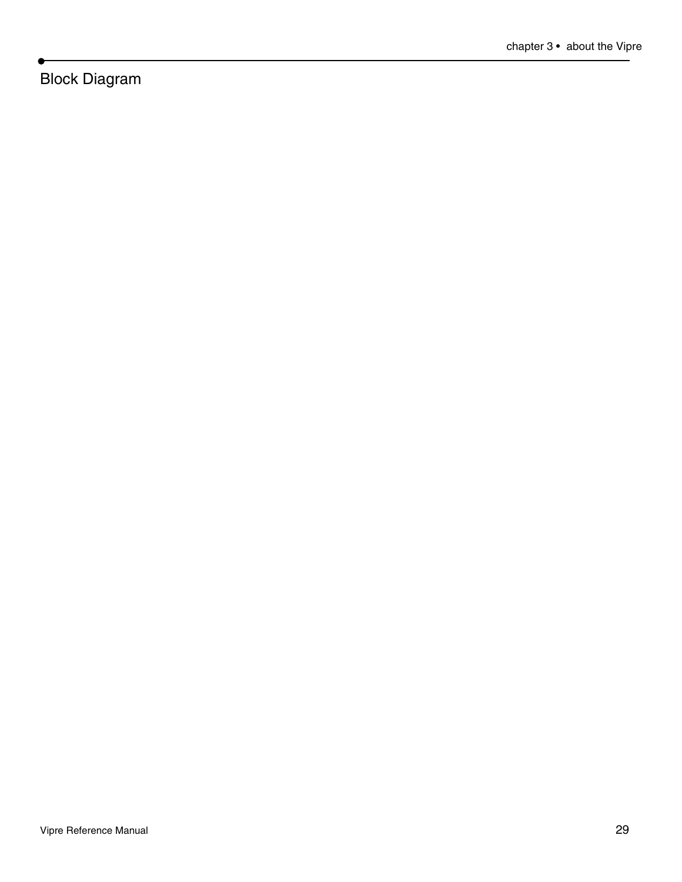# Block Diagram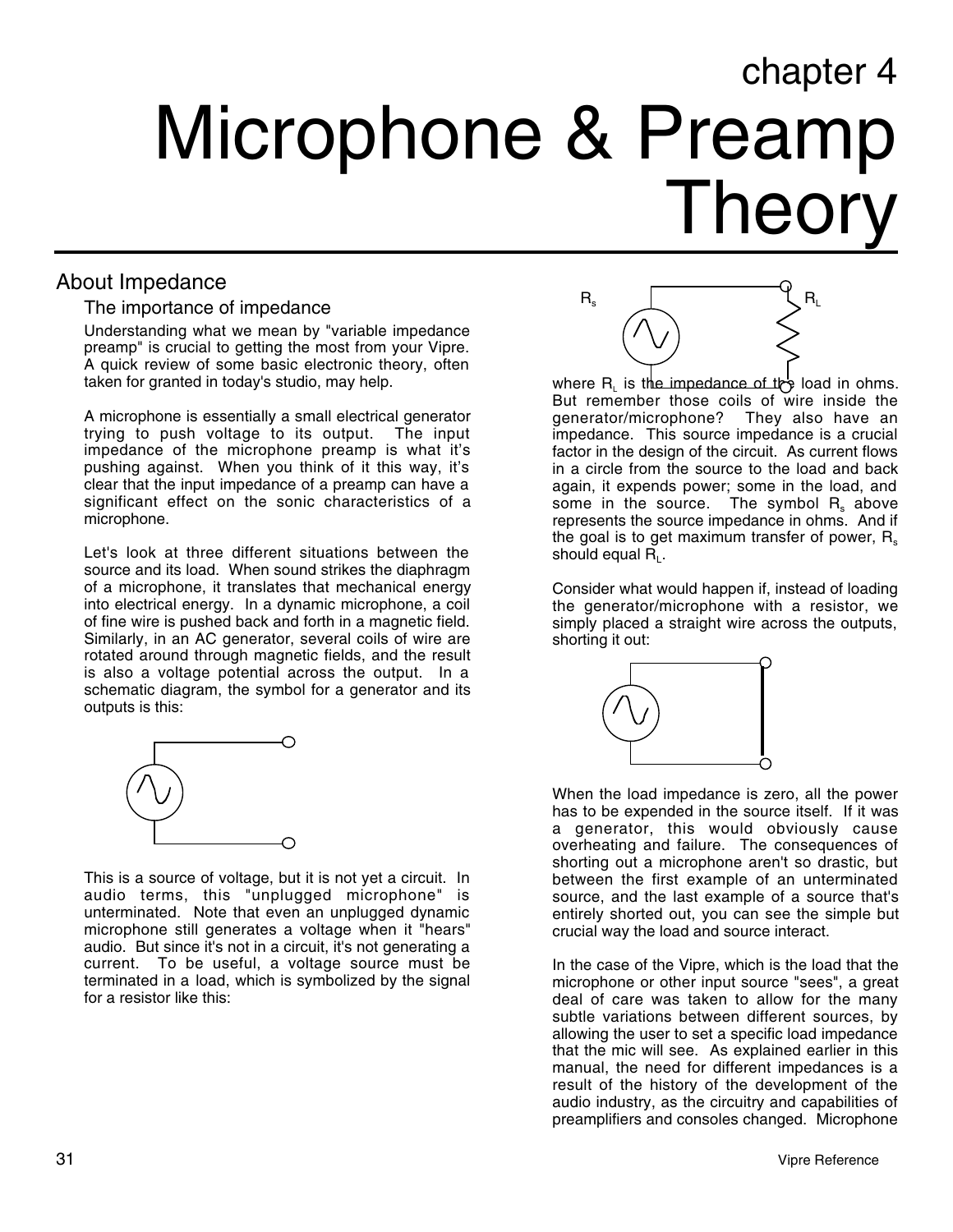# chapter 4

# Microphone & Preamp Theory

## About Impedance

### The importance of impedance

Understanding what we mean by "variable impedance preamp" is crucial to getting the most from your Vipre. A quick review of some basic electronic theory, often taken for granted in today's studio, may help.

A microphone is essentially a small electrical generator trying to push voltage to its output. The input impedance of the microphone preamp is what it's pushing against. When you think of it this way, it's clear that the input impedance of a preamp can have a significant effect on the sonic characteristics of a microphone.

Let's look at three different situations between the source and its load. When sound strikes the diaphragm of a microphone, it translates that mechanical energy into electrical energy. In a dynamic microphone, a coil of fine wire is pushed back and forth in a magnetic field. Similarly, in an AC generator, several coils of wire are rotated around through magnetic fields, and the result is also a voltage potential across the output. In a schematic diagram, the symbol for a generator and its outputs is this:

This is a source of voltage, but it is not yet a circuit. In audio terms, this "unplugged microphone" is unterminated. Note that even an unplugged dynamic microphone still generates a voltage when it "hears" audio. But since it's not in a circuit, it's not generating a current. To be useful, a voltage source must be terminated in a load, which is symbolized by the signal for a resistor like this:

$R_s$ $R_L$

where $R_L$ is the impedance of the load in ohms. But remember those coils of wire inside the generator/microphone? They also have an impedance. This source impedance is a crucial factor in the design of the circuit. As current flows in a circle from the source to the load and back again, it expends power; some in the load, and some in the source. The symbol $R_s$ above represents the source impedance in ohms. And if the goal is to get maximum transfer of power, $R_s$ should equal $R_L$.

Consider what would happen if, instead of loading the generator/microphone with a resistor, we simply placed a straight wire across the outputs, shorting it out:

When the load impedance is zero, all the power has to be expended in the source itself. If it was a generator, this would obviously cause overheating and failure. The consequences of shorting out a microphone aren't so drastic, but between the first example of an unterminated source, and the last example of a source that's entirely shorted out, you can see the simple but crucial way the load and source interact.

In the case of the Vipre, which is the load that the microphone or other input source "sees", a great deal of care was taken to allow for the many subtle variations between different sources, by allowing the user to set a specific load impedance that the mic will see. As explained earlier in this manual, the need for different impedances is a result of the history of the development of the audio industry, as the circuitry and capabilities of preamplifiers and consoles changed. Microphone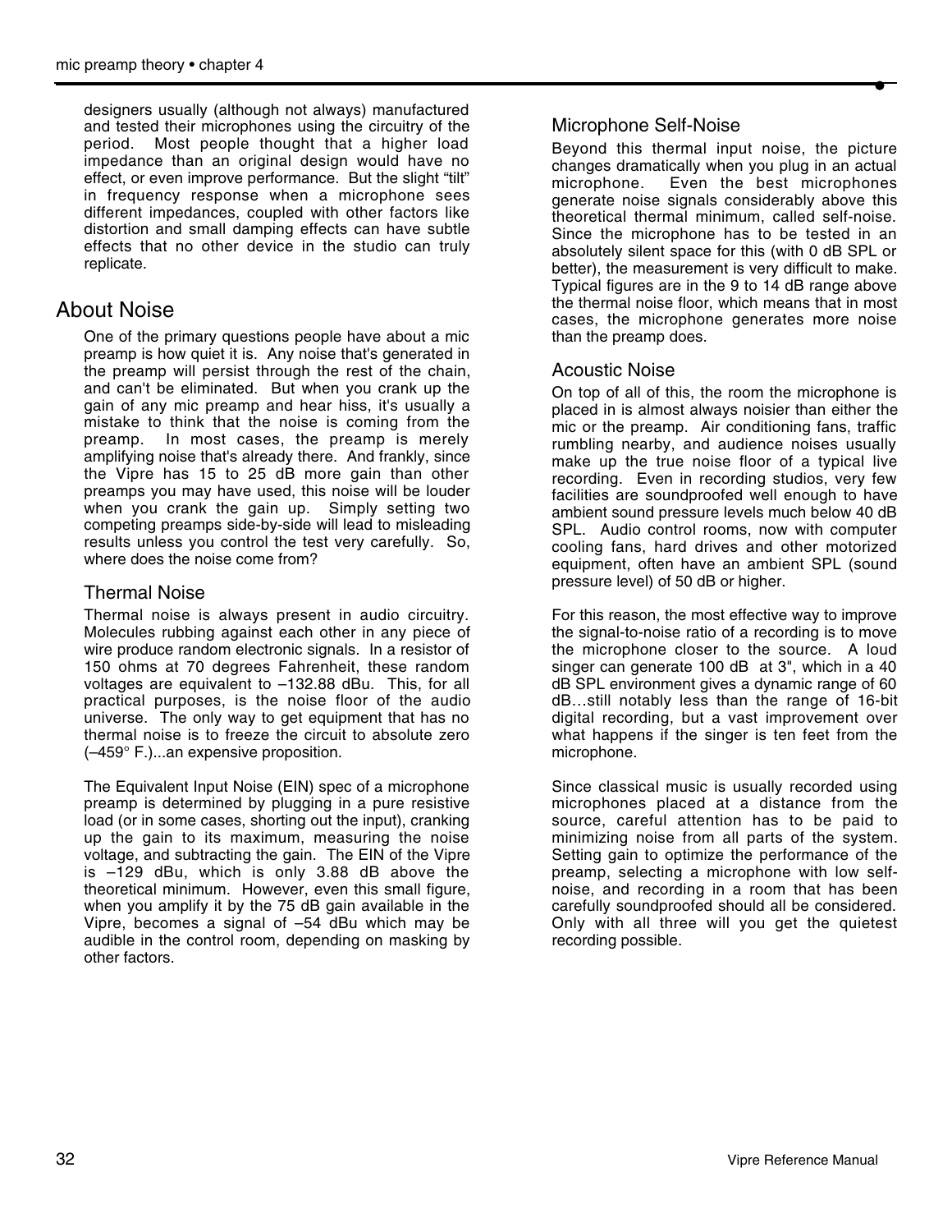designers usually (although not always) manufactured and tested their microphones using the circuitry of the period. Most people thought that a higher load impedance than an original design would have no effect, or even improve performance. But the slight “tilt” in frequency response when a microphone sees different impedances, coupled with other factors like distortion and small damping effects can have subtle effects that no other device in the studio can truly replicate.

## About Noise

One of the primary questions people have about a mic preamp is how quiet it is. Any noise that's generated in the preamp will persist through the rest of the chain, and can't be eliminated. But when you crank up the gain of any mic preamp and hear hiss, it's usually a mistake to think that the noise is coming from the preamp. In most cases, the preamp is merely amplifying noise that's already there. And frankly, since the Vipre has 15 to 25 dB more gain than other preamps you may have used, this noise will be louder when you crank the gain up. Simply setting two competing preamps side-by-side will lead to misleading results unless you control the test very carefully. So, where does the noise come from?

### Thermal Noise

Thermal noise is always present in audio circuitry. Molecules rubbing against each other in any piece of wire produce random electronic signals. In a resistor of 150 ohms at 70 degrees Fahrenheit, these random voltages are equivalent to –132.88 dBu. This, for all practical purposes, is the noise floor of the audio universe. The only way to get equipment that has no thermal noise is to freeze the circuit to absolute zero (–459° F.)...an expensive proposition.

The Equivalent Input Noise (EIN) spec of a microphone preamp is determined by plugging in a pure resistive load (or in some cases, shorting out the input), cranking up the gain to its maximum, measuring the noise voltage, and subtracting the gain. The EIN of the Vipre is –129 dBu, which is only 3.88 dB above the theoretical minimum. However, even this small figure, when you amplify it by the 75 dB gain available in the Vipre, becomes a signal of –54 dBu which may be audible in the control room, depending on masking by other factors.

### Microphone Self-Noise

Beyond this thermal input noise, the picture changes dramatically when you plug in an actual microphone. Even the best microphones generate noise signals considerably above this theoretical thermal minimum, called self-noise. Since the microphone has to be tested in an absolutely silent space for this (with 0 dB SPL or better), the measurement is very difficult to make. Typical figures are in the 9 to 14 dB range above the thermal noise floor, which means that in most cases, the microphone generates more noise than the preamp does.

### Acoustic Noise

On top of all of this, the room the microphone is placed in is almost always noisier than either the mic or the preamp. Air conditioning fans, traffic rumbling nearby, and audience noises usually make up the true noise floor of a typical live recording. Even in recording studios, very few facilities are soundproofed well enough to have ambient sound pressure levels much below 40 dB SPL. Audio control rooms, now with computer cooling fans, hard drives and other motorized equipment, often have an ambient SPL (sound pressure level) of 50 dB or higher.

For this reason, the most effective way to improve the signal-to-noise ratio of a recording is to move the microphone closer to the source. A loud singer can generate 100 dB at 3", which in a 40 dB SPL environment gives a dynamic range of 60 dB…still notably less than the range of 16-bit digital recording, but a vast improvement over what happens if the singer is ten feet from the microphone.

Since classical music is usually recorded using microphones placed at a distance from the source, careful attention has to be paid to minimizing noise from all parts of the system. Setting gain to optimize the performance of the preamp, selecting a microphone with low self-noise, and recording in a room that has been carefully soundproofed should all be considered. Only with all three will you get the quietest recording possible.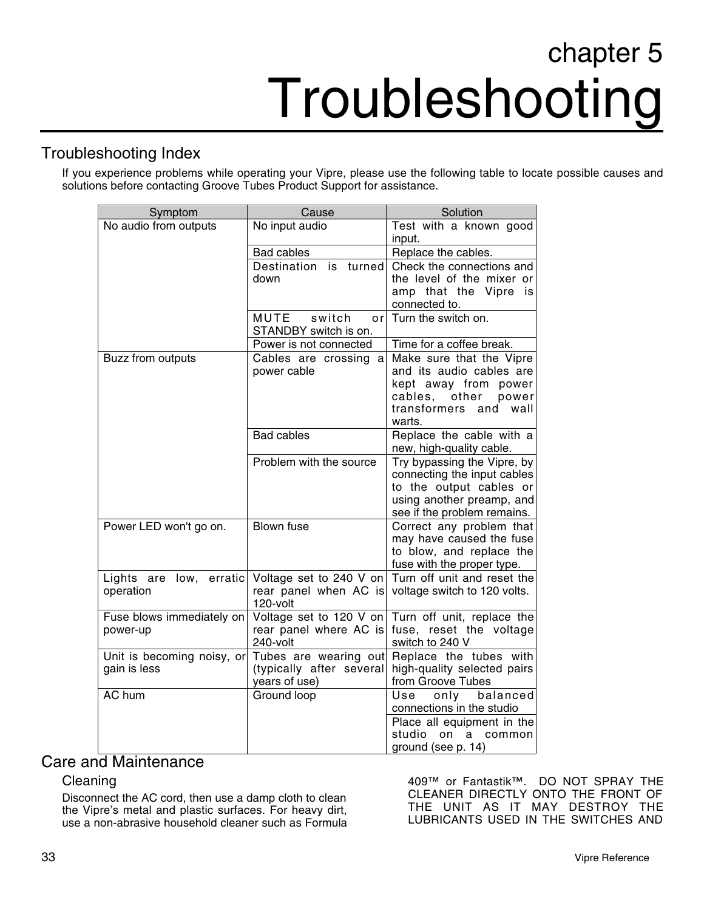# chapter 5 Troubleshooting

## Troubleshooting Index

If you experience problems while operating your Vipre, please use the following table to locate possible causes and solutions before contacting Groove Tubes Product Support for assistance.

| Symptom | Cause | Solution |
|---|---|---|
| No audio from outputs | No input audio | Test with a known good input. |
| | Bad cables | Replace the cables. |
| | Destination is turned down | Check the connections and the level of the mixer or amp that the Vipre is connected to. |
| | MUTE switch or STANDBY switch is on. | Turn the switch on. |
| | Power is not connected | Time for a coffee break. |
| Buzz from outputs | Cables are crossing a power cable | Make sure that the Vipre and its audio cables are kept away from power cables, other power transformers and wall warts. |
| | Bad cables | Replace the cable with a new, high-quality cable. |
| | Problem with the source | Try bypassing the Vipre, by connecting the input cables to the output cables or using another preamp, and see if the problem remains. |
| Power LED won't go on. | Blown fuse | Correct any problem that may have caused the fuse to blow, and replace the fuse with the proper type. |
| Lights are low, erratic operation | Voltage set to 240 V on rear panel when AC is 120-volt | Turn off unit and reset the voltage switch to 120 volts. |
| Fuse blows immediately on power-up | Voltage set to 120 V on rear panel where AC is 240-volt | Turn off unit, replace the fuse, reset the voltage switch to 240 V |
| Unit is becoming noisy, or gain is less | Tubes are wearing out (typically after several years of use) | Replace the tubes with high-quality selected pairs from Groove Tubes |
| AC hum | Ground loop | Use only balanced connections in the studio |
| | | Place all equipment in the studio on a common ground (see p. 14) |

## Care and Maintenance

### Cleaning

Disconnect the AC cord, then use a damp cloth to clean the Vipre's metal and plastic surfaces. For heavy dirt, use a non-abrasive household cleaner such as Formula 409™ or Fantastik™. DO NOT SPRAY THE CLEANER DIRECTLY ONTO THE FRONT OF THE UNIT AS IT MAY DESTROY THE LUBRICANTS USED IN THE SWITCHES AND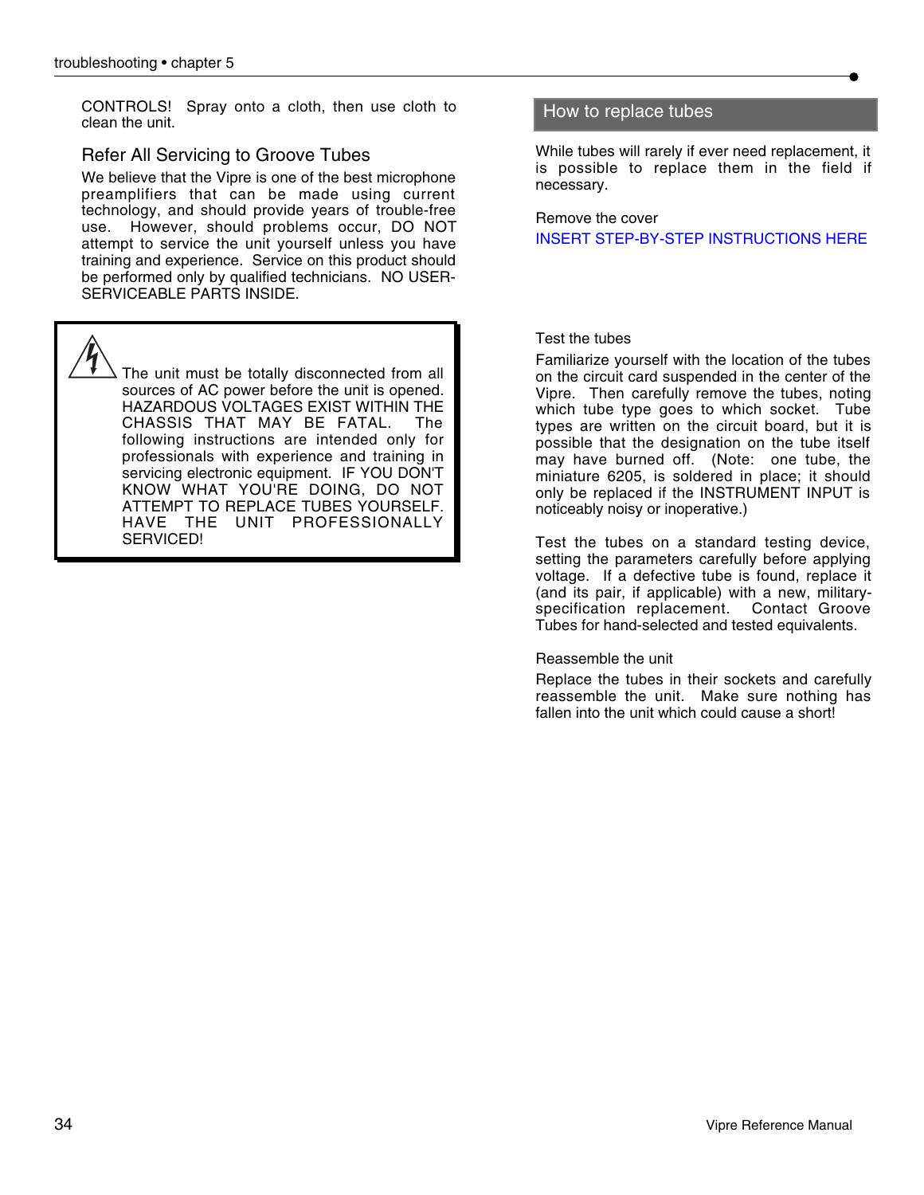CONTROLS! Spray onto a cloth, then use cloth to clean the unit.

### Refer All Servicing to Groove Tubes

We believe that the Vipre is one of the best microphone preamplifiers that can be made using current technology, and should provide years of trouble-free use. However, should problems occur, DO NOT attempt to service the unit yourself unless you have training and experience. Service on this product should be performed only by qualified technicians. NO USER-SERVICEABLE PARTS INSIDE.

> The unit must be totally disconnected from all sources of AC power before the unit is opened. HAZARDOUS VOLTAGES EXIST WITHIN THE CHASSIS THAT MAY BE FATAL. The following instructions are intended only for professionals with experience and training in servicing electronic equipment. IF YOU DON'T KNOW WHAT YOU'RE DOING, DO NOT ATTEMPT TO REPLACE TUBES YOURSELF. HAVE THE UNIT PROFESSIONALLY SERVICED!

## How to replace tubes

While tubes will rarely if ever need replacement, it is possible to replace them in the field if necessary.

#### Remove the cover

INSERT STEP-BY-STEP INSTRUCTIONS HERE

#### Test the tubes

Familiarize yourself with the location of the tubes on the circuit card suspended in the center of the Vipre. Then carefully remove the tubes, noting which tube type goes to which socket. Tube types are written on the circuit board, but it is possible that the designation on the tube itself may have burned off. (Note: one tube, the miniature 6205, is soldered in place; it should only be replaced if the INSTRUMENT INPUT is noticeably noisy or inoperative.)

Test the tubes on a standard testing device, setting the parameters carefully before applying voltage. If a defective tube is found, replace it (and its pair, if applicable) with a new, military-specification replacement. Contact Groove Tubes for hand-selected and tested equivalents.

#### Reassemble the unit

Replace the tubes in their sockets and carefully reassemble the unit. Make sure nothing has fallen into the unit which could cause a short!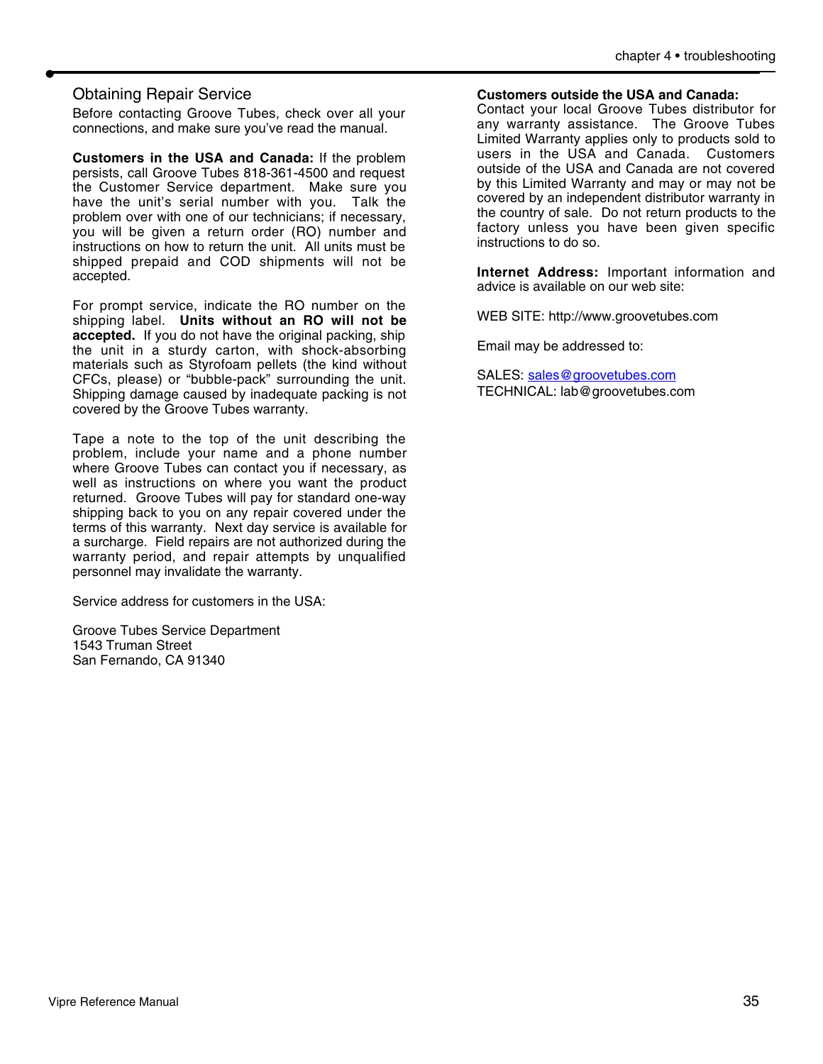## Obtaining Repair Service

Before contacting Groove Tubes, check over all your connections, and make sure you've read the manual.

**Customers in the USA and Canada:** If the problem persists, call Groove Tubes 818-361-4500 and request the Customer Service department. Make sure you have the unit's serial number with you. Talk the problem over with one of our technicians; if necessary, you will be given a return order (RO) number and instructions on how to return the unit. All units must be shipped prepaid and COD shipments will not be accepted.

For prompt service, indicate the RO number on the shipping label. **Units without an RO will not be accepted.** If you do not have the original packing, ship the unit in a sturdy carton, with shock-absorbing materials such as Styrofoam pellets (the kind without CFCs, please) or "bubble-pack" surrounding the unit. Shipping damage caused by inadequate packing is not covered by the Groove Tubes warranty.

Tape a note to the top of the unit describing the problem, include your name and a phone number where Groove Tubes can contact you if necessary, as well as instructions on where you want the product returned. Groove Tubes will pay for standard one-way shipping back to you on any repair covered under the terms of this warranty. Next day service is available for a surcharge. Field repairs are not authorized during the warranty period, and repair attempts by unqualified personnel may invalidate the warranty.

Service address for customers in the USA:

Groove Tubes Service Department
1543 Truman Street
San Fernando, CA 91340

**Customers outside the USA and Canada:** Contact your local Groove Tubes distributor for any warranty assistance. The Groove Tubes Limited Warranty applies only to products sold to users in the USA and Canada. Customers outside of the USA and Canada are not covered by this Limited Warranty and may or may not be covered by an independent distributor warranty in the country of sale. Do not return products to the factory unless you have been given specific instructions to do so.

**Internet Address:** Important information and advice is available on our web site:

WEB SITE: http://www.groovetubes.com

Email may be addressed to:

SALES: sales@groovetubes.com
TECHNICAL: lab@groovetubes.com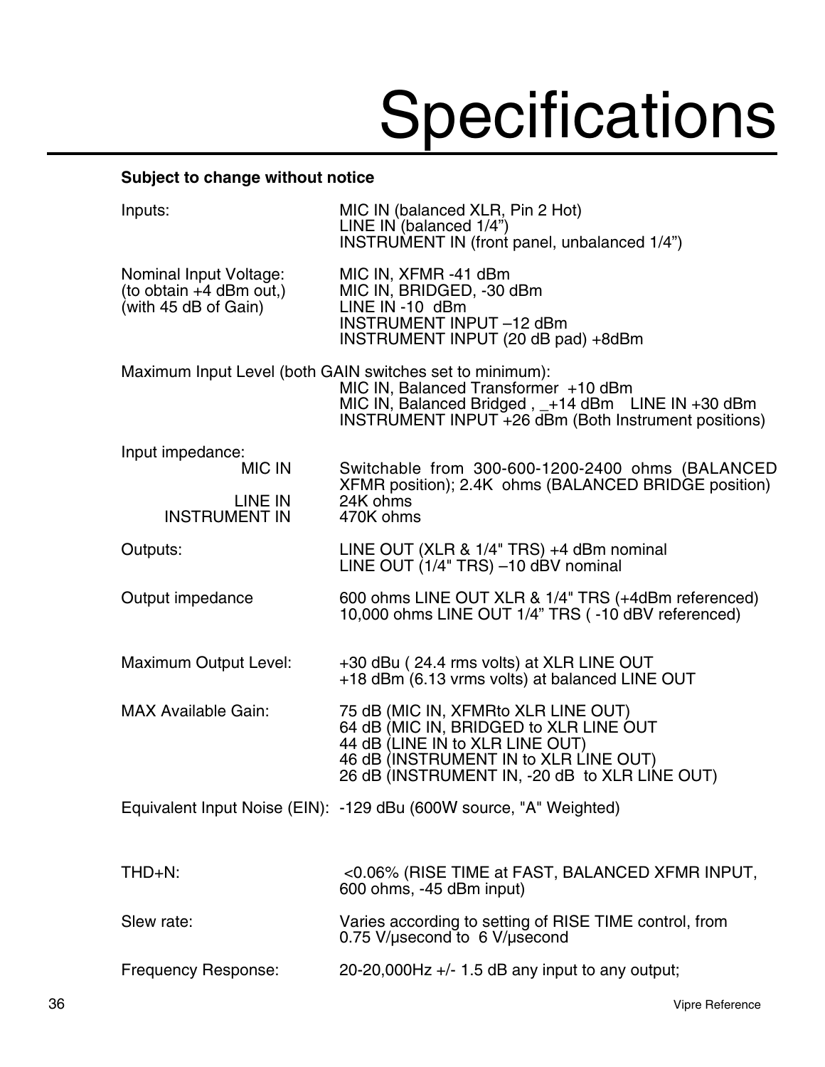# Specifications

**Subject to change without notice**

| | |
|---|---|
| Inputs: | MIC IN (balanced XLR, Pin 2 Hot)<br>LINE IN (balanced 1/4”)<br>INSTRUMENT IN (front panel, unbalanced 1/4”) |
| Nominal Input Voltage:<br>(to obtain +4 dBm out,)<br>(with 45 dB of Gain) | MIC IN, XFMR -41 dBm<br>MIC IN, BRIDGED, -30 dBm<br>LINE IN -10 dBm<br>INSTRUMENT INPUT –12 dBm<br>INSTRUMENT INPUT (20 dB pad) +8dBm |
| Maximum Input Level (both GAIN switches set to minimum): | MIC IN, Balanced Transformer +10 dBm<br>MIC IN, Balanced Bridged , _+14 dBm LINE IN +30 dBm<br>INSTRUMENT INPUT +26 dBm (Both Instrument positions) |
| Input impedance:<br>MIC IN | Switchable from 300-600-1200-2400 ohms (BALANCED XFMR position); 2.4K ohms (BALANCED BRIDGE position) |
| LINE IN | 24K ohms |
| INSTRUMENT IN | 470K ohms |
| Outputs: | LINE OUT (XLR & 1/4" TRS) +4 dBm nominal<br>LINE OUT (1/4" TRS) –10 dBV nominal |
| Output impedance | 600 ohms LINE OUT XLR & 1/4" TRS (+4dBm referenced)<br>10,000 ohms LINE OUT 1/4” TRS ( -10 dBV referenced) |
| Maximum Output Level: | +30 dBu ( 24.4 rms volts) at XLR LINE OUT<br>+18 dBm (6.13 vrms volts) at balanced LINE OUT |
| MAX Available Gain: | 75 dB (MIC IN, XFMRto XLR LINE OUT)<br>64 dB (MIC IN, BRIDGED to XLR LINE OUT<br>44 dB (LINE IN to XLR LINE OUT)<br>46 dB (INSTRUMENT IN to XLR LINE OUT)<br>26 dB (INSTRUMENT IN, -20 dB to XLR LINE OUT) |
| Equivalent Input Noise (EIN): | -129 dBu (600W source, "A" Weighted) |
| THD+N: | <0.06% (RISE TIME at FAST, BALANCED XFMR INPUT, 600 ohms, -45 dBm input) |
| Slew rate: | Varies according to setting of RISE TIME control, from 0.75 V/µsecond to 6 V/µsecond |
| Frequency Response: | 20-20,000Hz +/- 1.5 dB any input to any output; |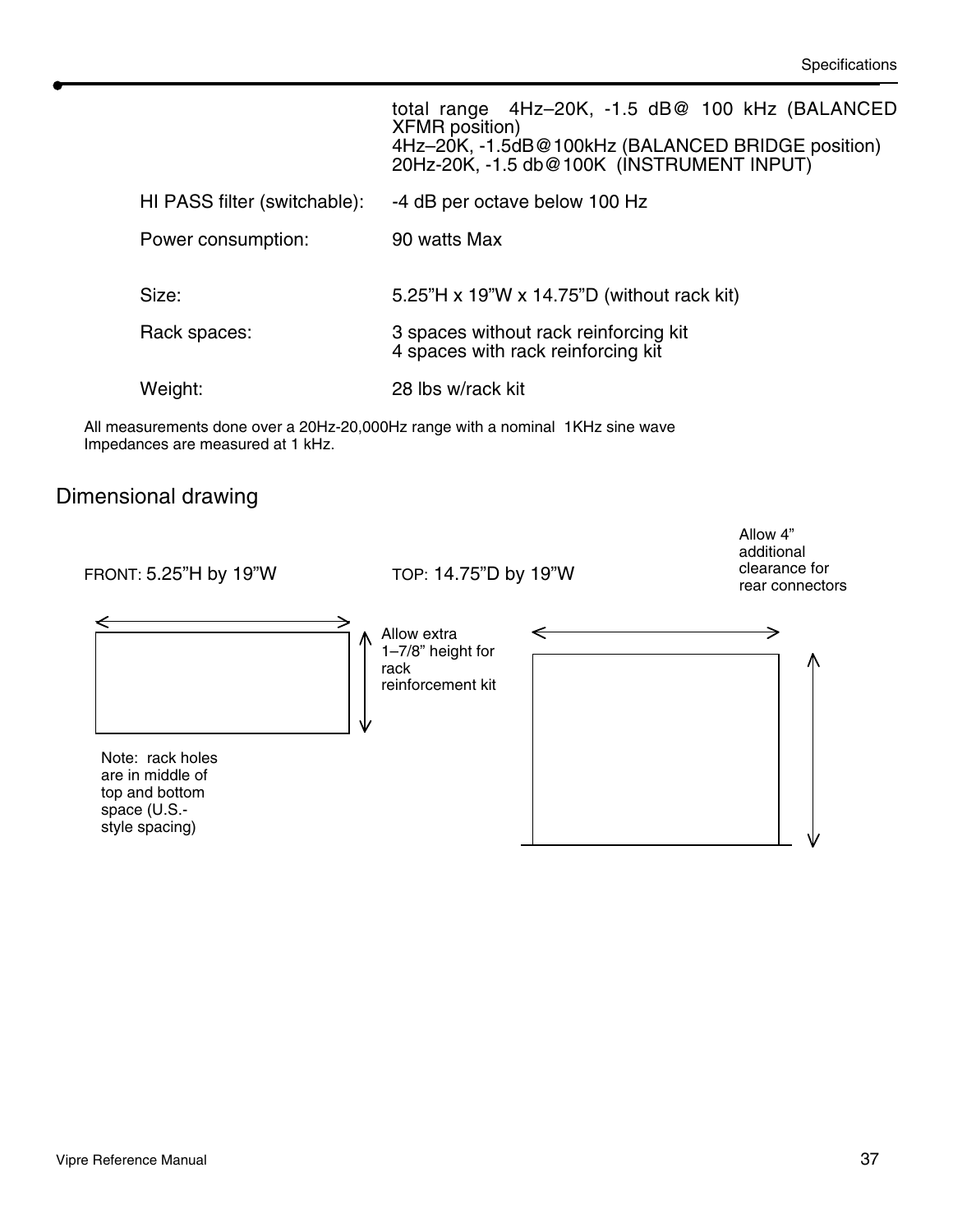| | |
|---|---|
| | total range 4Hz–20K, -1.5 dB@ 100 kHz (BALANCED XFMR position)<br>4Hz–20K, -1.5dB@100kHz (BALANCED BRIDGE position)<br>20Hz-20K, -1.5 db@100K (INSTRUMENT INPUT) |
| HI PASS filter (switchable): | -4 dB per octave below 100 Hz |
| Power consumption: | 90 watts Max |
| Size: | 5.25"H x 19"W x 14.75"D (without rack kit) |
| Rack spaces: | 3 spaces without rack reinforcing kit<br>4 spaces with rack reinforcing kit |
| Weight: | 28 lbs w/rack kit |

All measurements done over a 20Hz-20,000Hz range with a nominal 1KHz sine wave
Impedances are measured at 1 kHz.

## Dimensional drawing

FRONT: 5.25"H by 19"W

Allow extra 1–7/8" height for rack reinforcement kit

Note: rack holes are in middle of top and bottom space (U.S.-style spacing)

TOP: 14.75"D by 19"W

Allow 4" additional clearance for rear connectors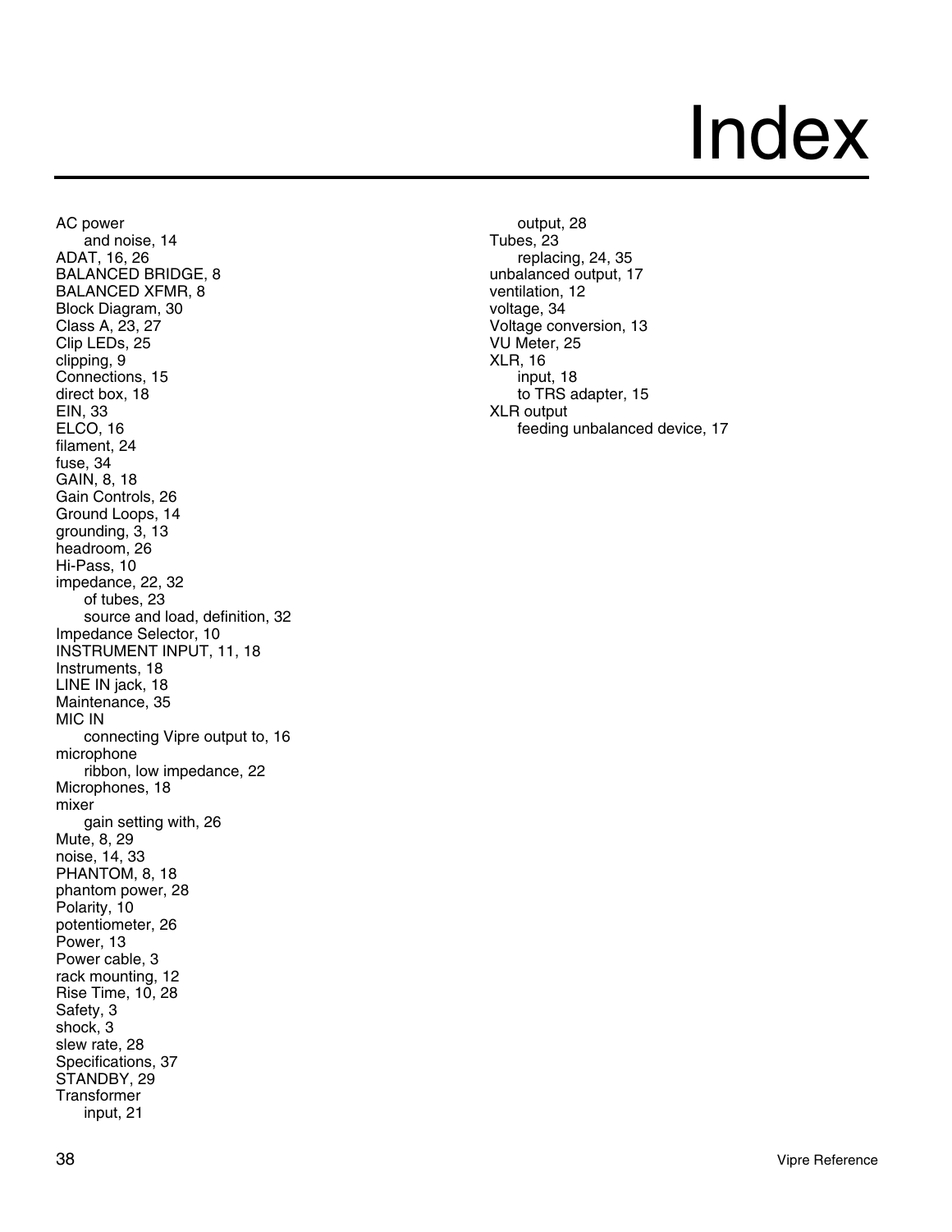# Index

AC power
  and noise, 14
ADAT, 16, 26
BALANCED BRIDGE, 8
BALANCED XFMR, 8
Block Diagram, 30
Class A, 23, 27
Clip LEDs, 25
clipping, 9
Connections, 15
direct box, 18
EIN, 33
ELCO, 16
filament, 24
fuse, 34
GAIN, 8, 18
Gain Controls, 26
Ground Loops, 14
grounding, 3, 13
headroom, 26
Hi-Pass, 10
impedance, 22, 32
  of tubes, 23
  source and load, definition, 32
Impedance Selector, 10
INSTRUMENT INPUT, 11, 18
Instruments, 18
LINE IN jack, 18
Maintenance, 35
MIC IN
  connecting Vipre output to, 16
microphone
  ribbon, low impedance, 22
Microphones, 18
mixer
  gain setting with, 26
Mute, 8, 29
noise, 14, 33
PHANTOM, 8, 18
phantom power, 28
Polarity, 10
potentiometer, 26
Power, 13
Power cable, 3
rack mounting, 12
Rise Time, 10, 28
Safety, 3
shock, 3
slew rate, 28
Specifications, 37
STANDBY, 29
Transformer
  input, 21
  output, 28
Tubes, 23
  replacing, 24, 35
unbalanced output, 17
ventilation, 12
voltage, 34
Voltage conversion, 13
VU Meter, 25
XLR, 16
  input, 18
  to TRS adapter, 15
XLR output
  feeding unbalanced device, 17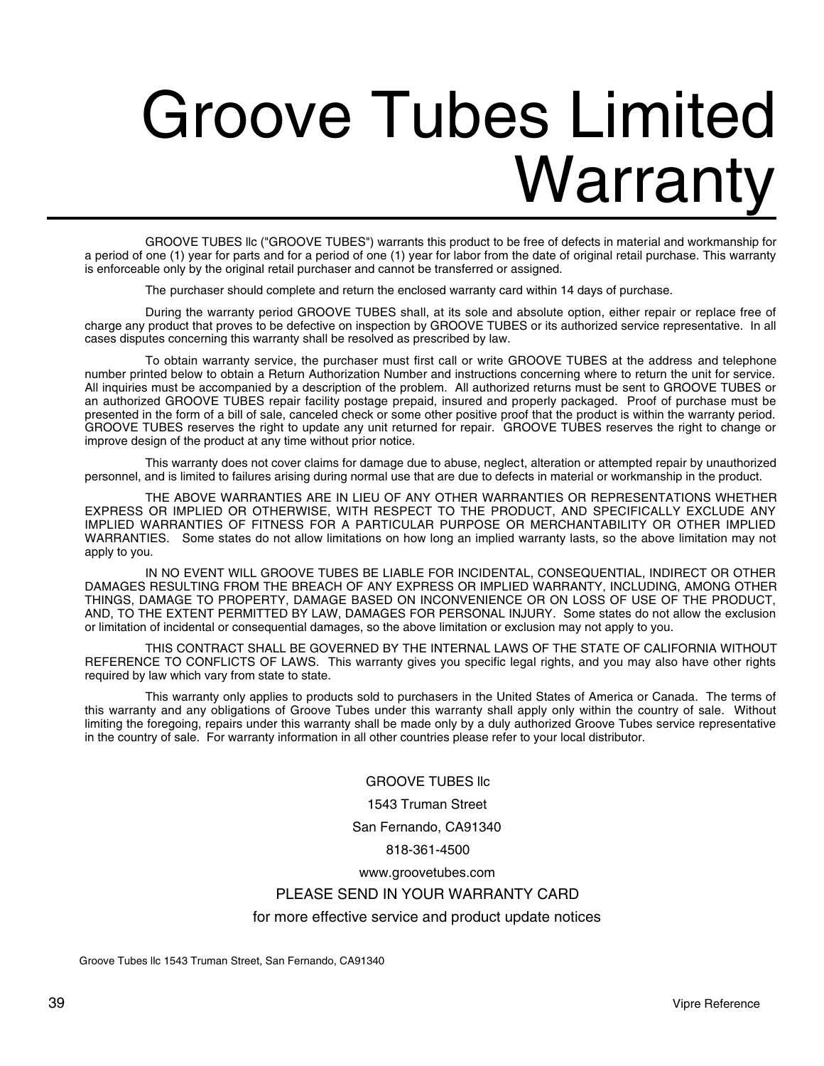# Groove Tubes Limited Warranty

GROOVE TUBES llc ("GROOVE TUBES") warrants this product to be free of defects in material and workmanship for a period of one (1) year for parts and for a period of one (1) year for labor from the date of original retail purchase. This warranty is enforceable only by the original retail purchaser and cannot be transferred or assigned.

The purchaser should complete and return the enclosed warranty card within 14 days of purchase.

During the warranty period GROOVE TUBES shall, at its sole and absolute option, either repair or replace free of charge any product that proves to be defective on inspection by GROOVE TUBES or its authorized service representative. In all cases disputes concerning this warranty shall be resolved as prescribed by law.

To obtain warranty service, the purchaser must first call or write GROOVE TUBES at the address and telephone number printed below to obtain a Return Authorization Number and instructions concerning where to return the unit for service. All inquiries must be accompanied by a description of the problem. All authorized returns must be sent to GROOVE TUBES or an authorized GROOVE TUBES repair facility postage prepaid, insured and properly packaged. Proof of purchase must be presented in the form of a bill of sale, canceled check or some other positive proof that the product is within the warranty period. GROOVE TUBES reserves the right to update any unit returned for repair. GROOVE TUBES reserves the right to change or improve design of the product at any time without prior notice.

This warranty does not cover claims for damage due to abuse, neglect, alteration or attempted repair by unauthorized personnel, and is limited to failures arising during normal use that are due to defects in material or workmanship in the product.

THE ABOVE WARRANTIES ARE IN LIEU OF ANY OTHER WARRANTIES OR REPRESENTATIONS WHETHER EXPRESS OR IMPLIED OR OTHERWISE, WITH RESPECT TO THE PRODUCT, AND SPECIFICALLY EXCLUDE ANY IMPLIED WARRANTIES OF FITNESS FOR A PARTICULAR PURPOSE OR MERCHANTABILITY OR OTHER IMPLIED WARRANTIES. Some states do not allow limitations on how long an implied warranty lasts, so the above limitation may not apply to you.

IN NO EVENT WILL GROOVE TUBES BE LIABLE FOR INCIDENTAL, CONSEQUENTIAL, INDIRECT OR OTHER DAMAGES RESULTING FROM THE BREACH OF ANY EXPRESS OR IMPLIED WARRANTY, INCLUDING, AMONG OTHER THINGS, DAMAGE TO PROPERTY, DAMAGE BASED ON INCONVENIENCE OR ON LOSS OF USE OF THE PRODUCT, AND, TO THE EXTENT PERMITTED BY LAW, DAMAGES FOR PERSONAL INJURY. Some states do not allow the exclusion or limitation of incidental or consequential damages, so the above limitation or exclusion may not apply to you.

THIS CONTRACT SHALL BE GOVERNED BY THE INTERNAL LAWS OF THE STATE OF CALIFORNIA WITHOUT REFERENCE TO CONFLICTS OF LAWS. This warranty gives you specific legal rights, and you may also have other rights required by law which vary from state to state.

This warranty only applies to products sold to purchasers in the United States of America or Canada. The terms of this warranty and any obligations of Groove Tubes under this warranty shall apply only within the country of sale. Without limiting the foregoing, repairs under this warranty shall be made only by a duly authorized Groove Tubes service representative in the country of sale. For warranty information in all other countries please refer to your local distributor.

GROOVE TUBES llc

1543 Truman Street

San Fernando, CA91340

818-361-4500

www.groovetubes.com

PLEASE SEND IN YOUR WARRANTY CARD

for more effective service and product update notices

Groove Tubes llc 1543 Truman Street, San Fernando, CA91340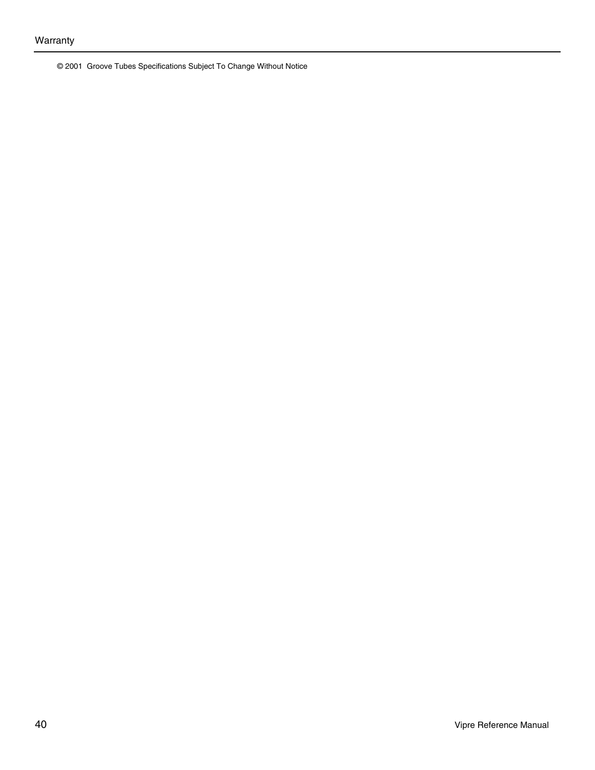© 2001 Groove Tubes Specifications Subject To Change Without Notice